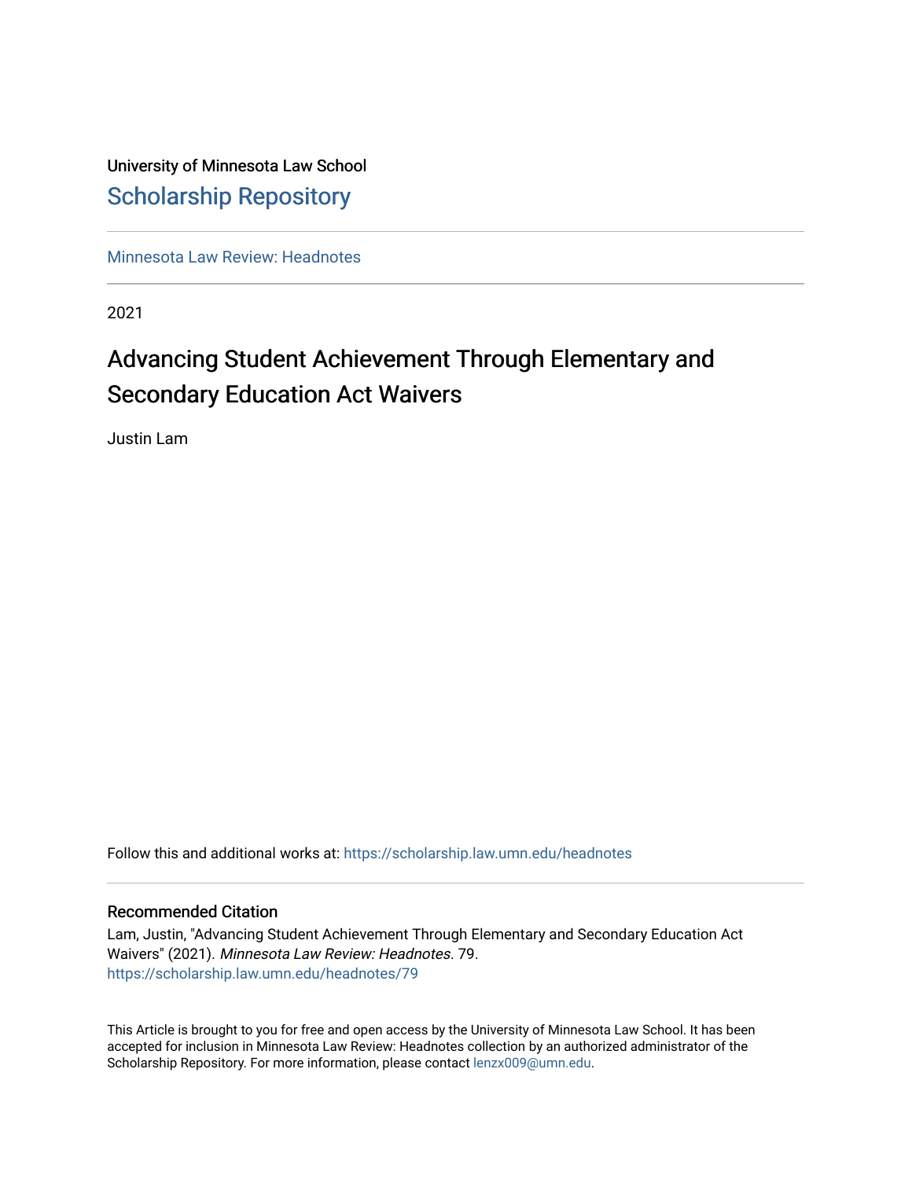University of Minnesota Law School

# Scholarship Repository

Minnesota Law Review: Headnotes

2021

## Advancing Student Achievement Through Elementary and Secondary Education Act Waivers

Justin Lam

Follow this and additional works at: https://scholarship.law.umn.edu/headnotes

### Recommended Citation

Lam, Justin, "Advancing Student Achievement Through Elementary and Secondary Education Act Waivers" (2021). *Minnesota Law Review: Headnotes*. 79.
https://scholarship.law.umn.edu/headnotes/79

This Article is brought to you for free and open access by the University of Minnesota Law School. It has been accepted for inclusion in Minnesota Law Review: Headnotes collection by an authorized administrator of the Scholarship Repository. For more information, please contact lenzx009@umn.edu.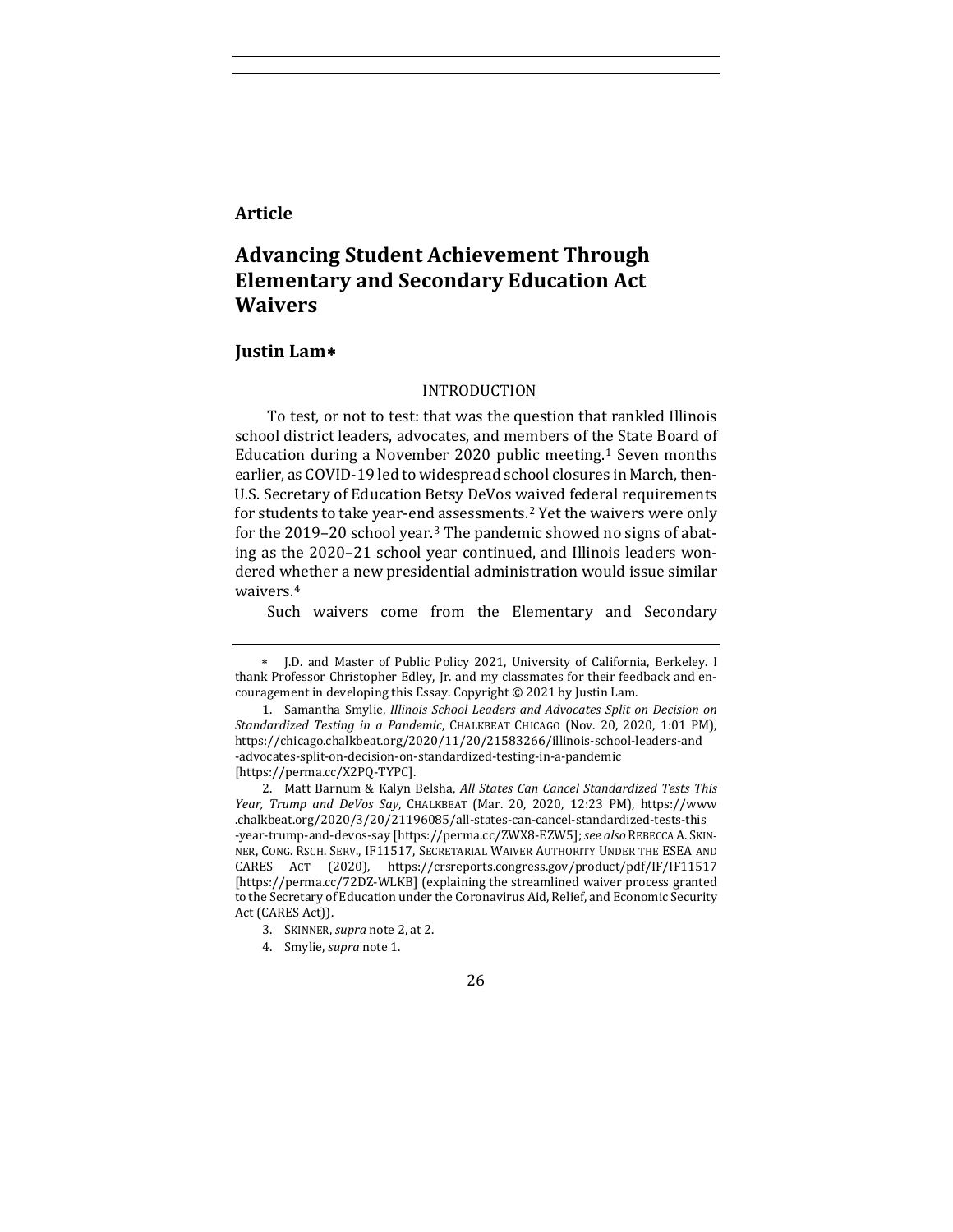**Article**

# Advancing Student Achievement Through Elementary and Secondary Education Act Waivers

## Justin Lam*

### INTRODUCTION

To test, or not to test: that was the question that rankled Illinois school district leaders, advocates, and members of the State Board of Education during a November 2020 public meeting.[1] Seven months earlier, as COVID-19 led to widespread school closures in March, then-U.S. Secretary of Education Betsy DeVos waived federal requirements for students to take year-end assessments.[2] Yet the waivers were only for the 2019–20 school year.[3] The pandemic showed no signs of abating as the 2020–21 school year continued, and Illinois leaders wondered whether a new presidential administration would issue similar waivers.[4]

Such waivers come from the Elementary and Secondary

---

\* J.D. and Master of Public Policy 2021, University of California, Berkeley. I thank Professor Christopher Edley, Jr. and my classmates for their feedback and encouragement in developing this Essay. Copyright © 2021 by Justin Lam.

1. Samantha Smylie, *Illinois School Leaders and Advocates Split on Decision on Standardized Testing in a Pandemic*, CHALKBEAT CHICAGO (Nov. 20, 2020, 1:01 PM), https://chicago.chalkbeat.org/2020/11/20/21583266/illinois-school-leaders-and-advocates-split-on-decision-on-standardized-testing-in-a-pandemic [https://perma.cc/X2PQ-TYPC].

2. Matt Barnum & Kalyn Belsha, *All States Can Cancel Standardized Tests This Year, Trump and DeVos Say*, CHALKBEAT (Mar. 20, 2020, 12:23 PM), https://www.chalkbeat.org/2020/3/20/21196085/all-states-can-cancel-standardized-tests-this-year-trump-and-devos-say [https://perma.cc/ZWX8-EZW5]; *see also* REBECCA A. SKINNER, CONG. RSCH. SERV., IF11517, SECRETARIAL WAIVER AUTHORITY UNDER THE ESEA AND CARES ACT (2020), https://crsreports.congress.gov/product/pdf/IF/IF11517 [https://perma.cc/72DZ-WLKB] (explaining the streamlined waiver process granted to the Secretary of Education under the Coronavirus Aid, Relief, and Economic Security Act (CARES Act)).

3. SKINNER, *supra* note 2, at 2.

4. Smylie, *supra* note 1.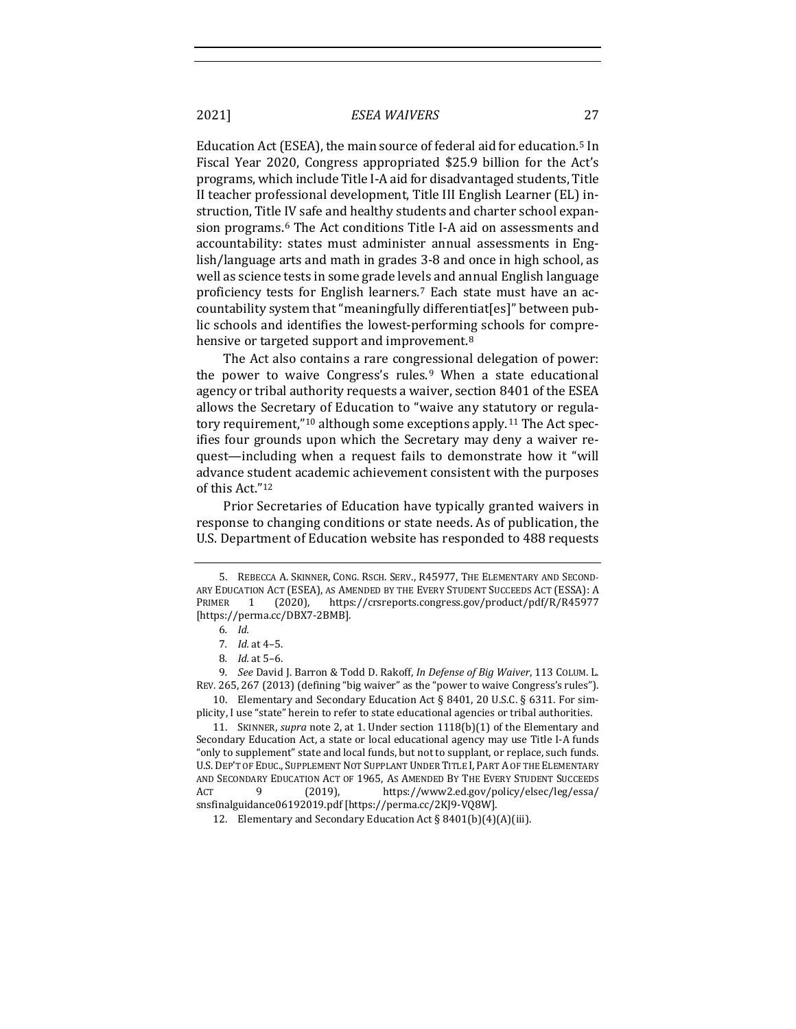Education Act (ESEA), the main source of federal aid for education.[5] In Fiscal Year 2020, Congress appropriated $25.9 billion for the Act's programs, which include Title I-A aid for disadvantaged students, Title II teacher professional development, Title III English Learner (EL) instruction, Title IV safe and healthy students and charter school expansion programs.[6] The Act conditions Title I-A aid on assessments and accountability: states must administer annual assessments in English/language arts and math in grades 3-8 and once in high school, as well as science tests in some grade levels and annual English language proficiency tests for English learners.[7] Each state must have an accountability system that "meaningfully differentiat[es]" between public schools and identifies the lowest-performing schools for comprehensive or targeted support and improvement.[8]

The Act also contains a rare congressional delegation of power: the power to waive Congress's rules.[9] When a state educational agency or tribal authority requests a waiver, section 8401 of the ESEA allows the Secretary of Education to "waive any statutory or regulatory requirement,"[10] although some exceptions apply.[11] The Act specifies four grounds upon which the Secretary may deny a waiver request—including when a request fails to demonstrate how it "will advance student academic achievement consistent with the purposes of this Act."[12]

Prior Secretaries of Education have typically granted waivers in response to changing conditions or state needs. As of publication, the U.S. Department of Education website has responded to 488 requests

---

5. REBECCA A. SKINNER, CONG. RSCH. SERV., R45977, THE ELEMENTARY AND SECONDARY EDUCATION ACT (ESEA), AS AMENDED BY THE EVERY STUDENT SUCCEEDS ACT (ESSA): A PRIMER 1 (2020), https://crsreports.congress.gov/product/pdf/R/R45977 [https://perma.cc/DBX7-2BMB].

6. *Id.*

7. *Id.* at 4–5.

8. *Id.* at 5–6.

9. *See* David J. Barron & Todd D. Rakoff, *In Defense of Big Waiver*, 113 COLUM. L. REV. 265, 267 (2013) (defining "big waiver" as the "power to waive Congress's rules").

10. Elementary and Secondary Education Act § 8401, 20 U.S.C. § 6311. For simplicity, I use "state" herein to refer to state educational agencies or tribal authorities.

11. SKINNER, *supra* note 2, at 1. Under section 1118(b)(1) of the Elementary and Secondary Education Act, a state or local educational agency may use Title I-A funds "only to supplement" state and local funds, but not to supplant, or replace, such funds. U.S. DEP'T OF EDUC., SUPPLEMENT NOT SUPPLANT UNDER TITLE I, PART A OF THE ELEMENTARY AND SECONDARY EDUCATION ACT OF 1965, AS AMENDED BY THE EVERY STUDENT SUCCEEDS ACT 9 (2019), https://www2.ed.gov/policy/elsec/leg/essa/snsfinalguidance06192019.pdf [https://perma.cc/2KJ9-VQ8W].

12. Elementary and Secondary Education Act § 8401(b)(4)(A)(iii).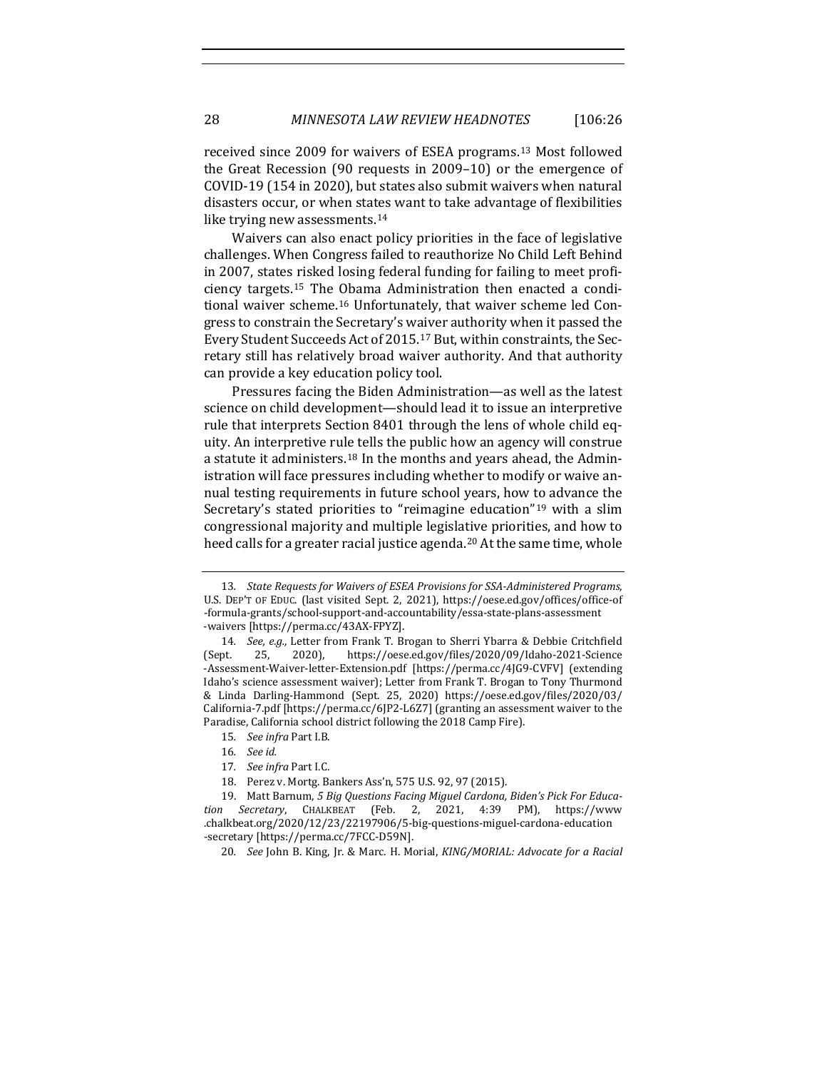received since 2009 for waivers of ESEA programs.[13] Most followed the Great Recession (90 requests in 2009–10) or the emergence of COVID-19 (154 in 2020), but states also submit waivers when natural disasters occur, or when states want to take advantage of flexibilities like trying new assessments.[14]

Waivers can also enact policy priorities in the face of legislative challenges. When Congress failed to reauthorize No Child Left Behind in 2007, states risked losing federal funding for failing to meet proficiency targets.[15] The Obama Administration then enacted a conditional waiver scheme.[16] Unfortunately, that waiver scheme led Congress to constrain the Secretary's waiver authority when it passed the Every Student Succeeds Act of 2015.[17] But, within constraints, the Secretary still has relatively broad waiver authority. And that authority can provide a key education policy tool.

Pressures facing the Biden Administration—as well as the latest science on child development—should lead it to issue an interpretive rule that interprets Section 8401 through the lens of whole child equity. An interpretive rule tells the public how an agency will construe a statute it administers.[18] In the months and years ahead, the Administration will face pressures including whether to modify or waive annual testing requirements in future school years, how to advance the Secretary's stated priorities to "reimagine education"[19] with a slim congressional majority and multiple legislative priorities, and how to heed calls for a greater racial justice agenda.[20] At the same time, whole

---

13. *State Requests for Waivers of ESEA Provisions for SSA-Administered Programs*, U.S. DEP'T OF EDUC. (last visited Sept. 2, 2021), https://oese.ed.gov/offices/office-of-formula-grants/school-support-and-accountability/essa-state-plans-assessment-waivers [https://perma.cc/43AX-FPYZ].

14. *See, e.g.*, Letter from Frank T. Brogan to Sherri Ybarra & Debbie Critchfield (Sept. 25, 2020), https://oese.ed.gov/files/2020/09/Idaho-2021-Science-Assessment-Waiver-letter-Extension.pdf [https://perma.cc/4JG9-CVFV] (extending Idaho's science assessment waiver); Letter from Frank T. Brogan to Tony Thurmond & Linda Darling-Hammond (Sept. 25, 2020) https://oese.ed.gov/files/2020/03/California-7.pdf [https://perma.cc/6JP2-L6Z7] (granting an assessment waiver to the Paradise, California school district following the 2018 Camp Fire).

15. *See infra* Part I.B.

16. *See id.*

17. *See infra* Part I.C.

18. Perez v. Mortg. Bankers Ass'n, 575 U.S. 92, 97 (2015).

19. Matt Barnum, *5 Big Questions Facing Miguel Cardona, Biden's Pick For Education Secretary*, CHALKBEAT (Feb. 2, 2021, 4:39 PM), https://www.chalkbeat.org/2020/12/23/22197906/5-big-questions-miguel-cardona-education-secretary [https://perma.cc/7FCC-D59N].

20. *See* John B. King, Jr. & Marc. H. Morial, *KING/MORIAL: Advocate for a Racial*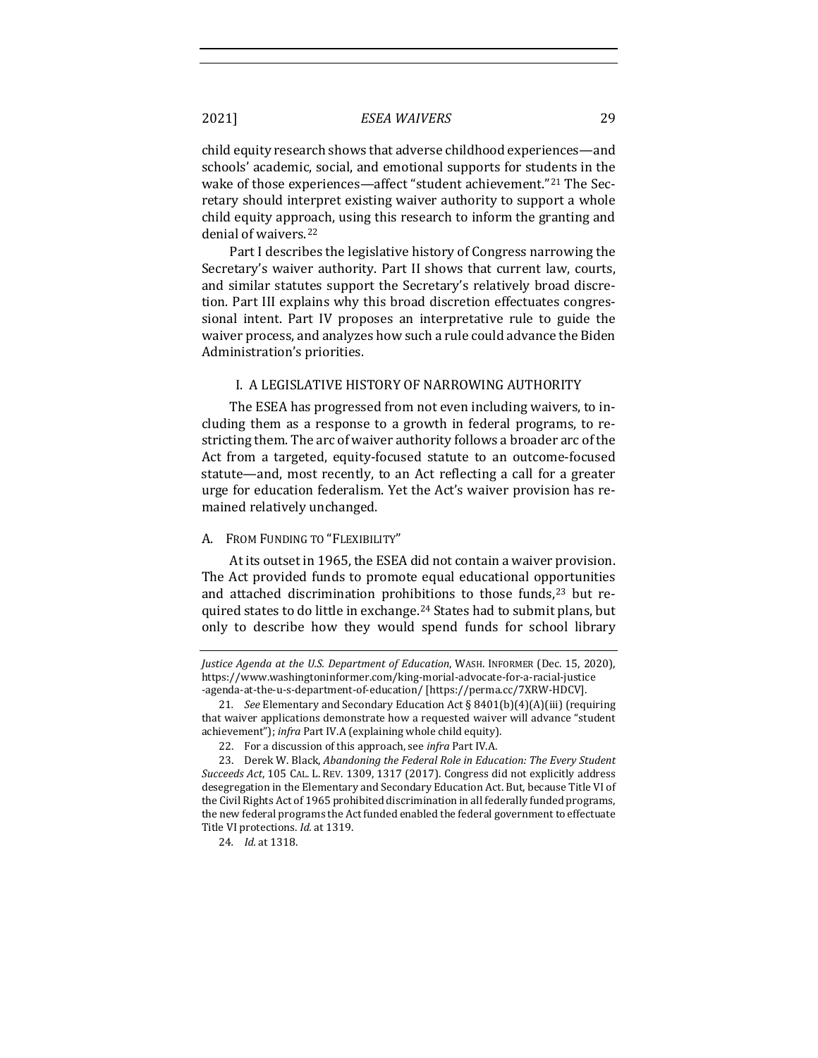child equity research shows that adverse childhood experiences—and schools' academic, social, and emotional supports for students in the wake of those experiences—affect "student achievement."[21] The Secretary should interpret existing waiver authority to support a whole child equity approach, using this research to inform the granting and denial of waivers.[22]

Part I describes the legislative history of Congress narrowing the Secretary's waiver authority. Part II shows that current law, courts, and similar statutes support the Secretary's relatively broad discretion. Part III explains why this broad discretion effectuates congressional intent. Part IV proposes an interpretative rule to guide the waiver process, and analyzes how such a rule could advance the Biden Administration's priorities.

## I. A LEGISLATIVE HISTORY OF NARROWING AUTHORITY

The ESEA has progressed from not even including waivers, to including them as a response to a growth in federal programs, to restricting them. The arc of waiver authority follows a broader arc of the Act from a targeted, equity-focused statute to an outcome-focused statute—and, most recently, to an Act reflecting a call for a greater urge for education federalism. Yet the Act's waiver provision has remained relatively unchanged.

### A. FROM FUNDING TO "FLEXIBILITY"

At its outset in 1965, the ESEA did not contain a waiver provision. The Act provided funds to promote equal educational opportunities and attached discrimination prohibitions to those funds,[23] but required states to do little in exchange.[24] States had to submit plans, but only to describe how they would spend funds for school library

---

*Justice Agenda at the U.S. Department of Education*, WASH. INFORMER (Dec. 15, 2020), https://www.washingtoninformer.com/king-morial-advocate-for-a-racial-justice-agenda-at-the-u-s-department-of-education/ [https://perma.cc/7XRW-HDCV].

21. *See* Elementary and Secondary Education Act § 8401(b)(4)(A)(iii) (requiring that waiver applications demonstrate how a requested waiver will advance "student achievement"); *infra* Part IV.A (explaining whole child equity).

22. For a discussion of this approach, see *infra* Part IV.A.

23. Derek W. Black, *Abandoning the Federal Role in Education: The Every Student Succeeds Act*, 105 CAL. L. REV. 1309, 1317 (2017). Congress did not explicitly address desegregation in the Elementary and Secondary Education Act. But, because Title VI of the Civil Rights Act of 1965 prohibited discrimination in all federally funded programs, the new federal programs the Act funded enabled the federal government to effectuate Title VI protections. *Id.* at 1319.

24. *Id.* at 1318.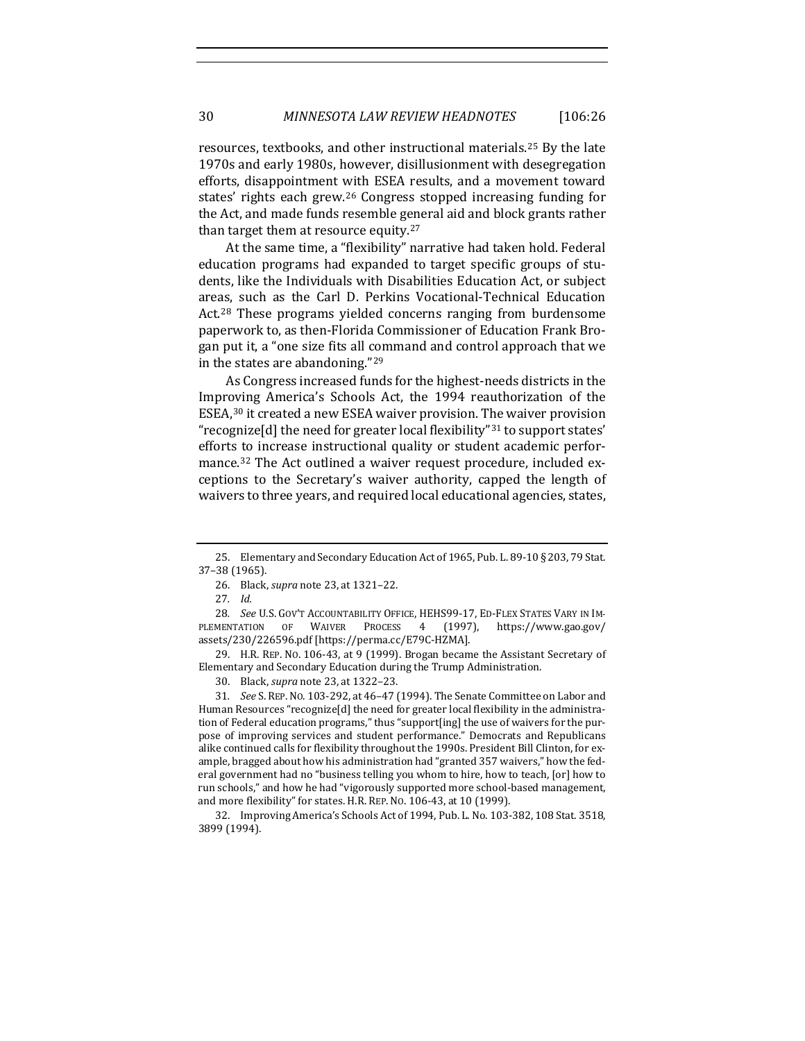resources, textbooks, and other instructional materials.[25] By the late 1970s and early 1980s, however, disillusionment with desegregation efforts, disappointment with ESEA results, and a movement toward states' rights each grew.[26] Congress stopped increasing funding for the Act, and made funds resemble general aid and block grants rather than target them at resource equity.[27]

At the same time, a "flexibility" narrative had taken hold. Federal education programs had expanded to target specific groups of students, like the Individuals with Disabilities Education Act, or subject areas, such as the Carl D. Perkins Vocational-Technical Education Act.[28] These programs yielded concerns ranging from burdensome paperwork to, as then-Florida Commissioner of Education Frank Brogan put it, a "one size fits all command and control approach that we in the states are abandoning."[29]

As Congress increased funds for the highest-needs districts in the Improving America's Schools Act, the 1994 reauthorization of the ESEA,[30] it created a new ESEA waiver provision. The waiver provision "recognize[d] the need for greater local flexibility"[31] to support states' efforts to increase instructional quality or student academic performance.[32] The Act outlined a waiver request procedure, included exceptions to the Secretary's waiver authority, capped the length of waivers to three years, and required local educational agencies, states,

---

25. Elementary and Secondary Education Act of 1965, Pub. L. 89-10 § 203, 79 Stat. 37–38 (1965).

26. Black, *supra* note 23, at 1321–22.

27. *Id.*

28. *See* U.S. GOV'T ACCOUNTABILITY OFFICE, HEHS99-17, ED-FLEX STATES VARY IN IMPLEMENTATION OF WAIVER PROCESS 4 (1997), https://www.gao.gov/assets/230/226596.pdf [https://perma.cc/E79C-HZMA].

29. H.R. REP. NO. 106-43, at 9 (1999). Brogan became the Assistant Secretary of Elementary and Secondary Education during the Trump Administration.

30. Black, *supra* note 23, at 1322–23.

31. *See* S. REP. NO. 103-292, at 46–47 (1994). The Senate Committee on Labor and Human Resources "recognize[d] the need for greater local flexibility in the administration of Federal education programs," thus "support[ing] the use of waivers for the purpose of improving services and student performance." Democrats and Republicans alike continued calls for flexibility throughout the 1990s. President Bill Clinton, for example, bragged about how his administration had "granted 357 waivers," how the federal government had no "business telling you whom to hire, how to teach, [or] how to run schools," and how he had "vigorously supported more school-based management, and more flexibility" for states. H.R. REP. NO. 106-43, at 10 (1999).

32. Improving America's Schools Act of 1994, Pub. L. No. 103-382, 108 Stat. 3518, 3899 (1994).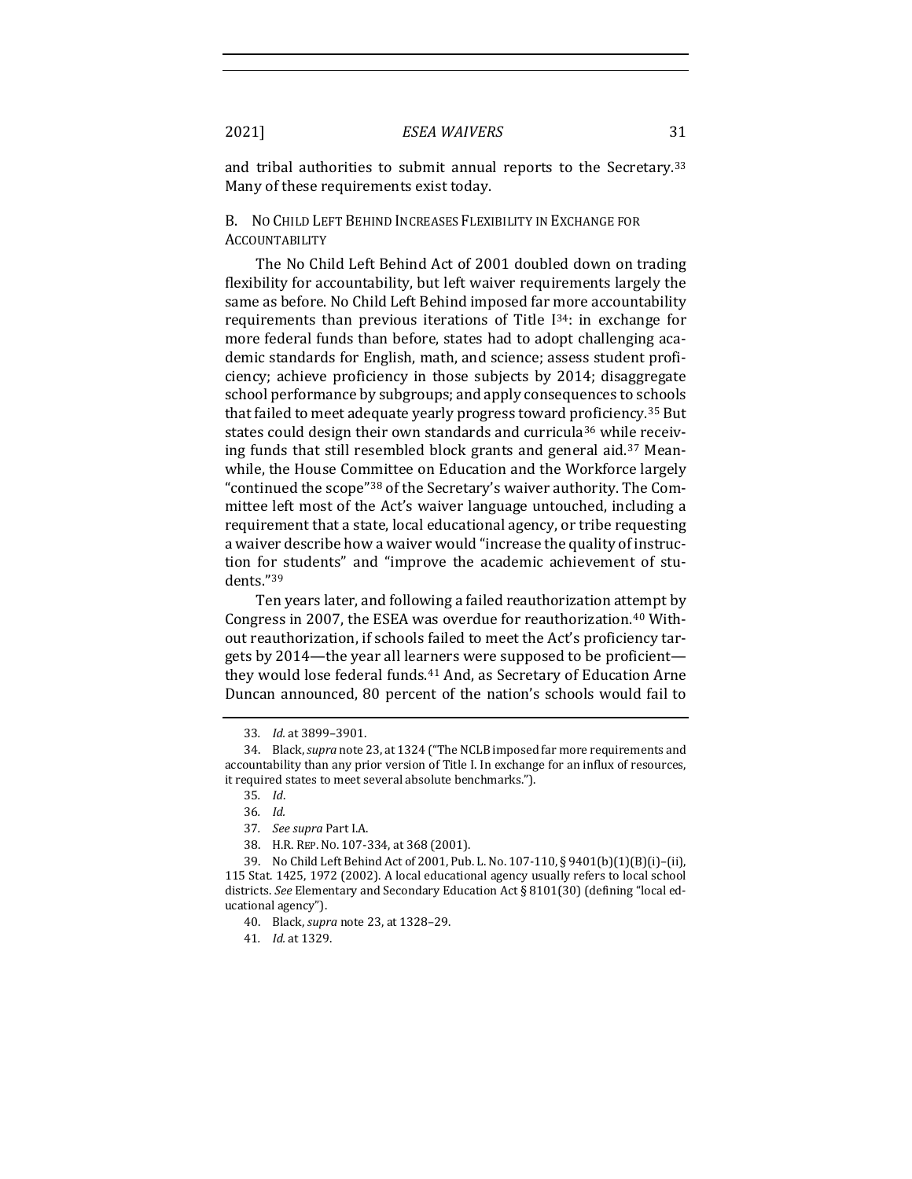and tribal authorities to submit annual reports to the Secretary.[33] Many of these requirements exist today.

### B. No Child Left Behind Increases Flexibility in Exchange for Accountability

The No Child Left Behind Act of 2001 doubled down on trading flexibility for accountability, but left waiver requirements largely the same as before. No Child Left Behind imposed far more accountability requirements than previous iterations of Title I[34]: in exchange for more federal funds than before, states had to adopt challenging academic standards for English, math, and science; assess student proficiency; achieve proficiency in those subjects by 2014; disaggregate school performance by subgroups; and apply consequences to schools that failed to meet adequate yearly progress toward proficiency.[35] But states could design their own standards and curricula[36] while receiving funds that still resembled block grants and general aid.[37] Meanwhile, the House Committee on Education and the Workforce largely "continued the scope"[38] of the Secretary's waiver authority. The Committee left most of the Act's waiver language untouched, including a requirement that a state, local educational agency, or tribe requesting a waiver describe how a waiver would "increase the quality of instruction for students" and "improve the academic achievement of students."[39]

Ten years later, and following a failed reauthorization attempt by Congress in 2007, the ESEA was overdue for reauthorization.[40] Without reauthorization, if schools failed to meet the Act's proficiency targets by 2014—the year all learners were supposed to be proficient—they would lose federal funds.[41] And, as Secretary of Education Arne Duncan announced, 80 percent of the nation's schools would fail to

---

33. *Id.* at 3899–3901.

34. Black, *supra* note 23, at 1324 ("The NCLB imposed far more requirements and accountability than any prior version of Title I. In exchange for an influx of resources, it required states to meet several absolute benchmarks.").

35. *Id*.

36. *Id.*

37. *See supra* Part I.A.

38. H.R. Rep. No. 107-334, at 368 (2001).

39. No Child Left Behind Act of 2001, Pub. L. No. 107-110, § 9401(b)(1)(B)(i)–(ii), 115 Stat. 1425, 1972 (2002). A local educational agency usually refers to local school districts. *See* Elementary and Secondary Education Act § 8101(30) (defining "local educational agency").

40. Black, *supra* note 23, at 1328–29.

41. *Id.* at 1329.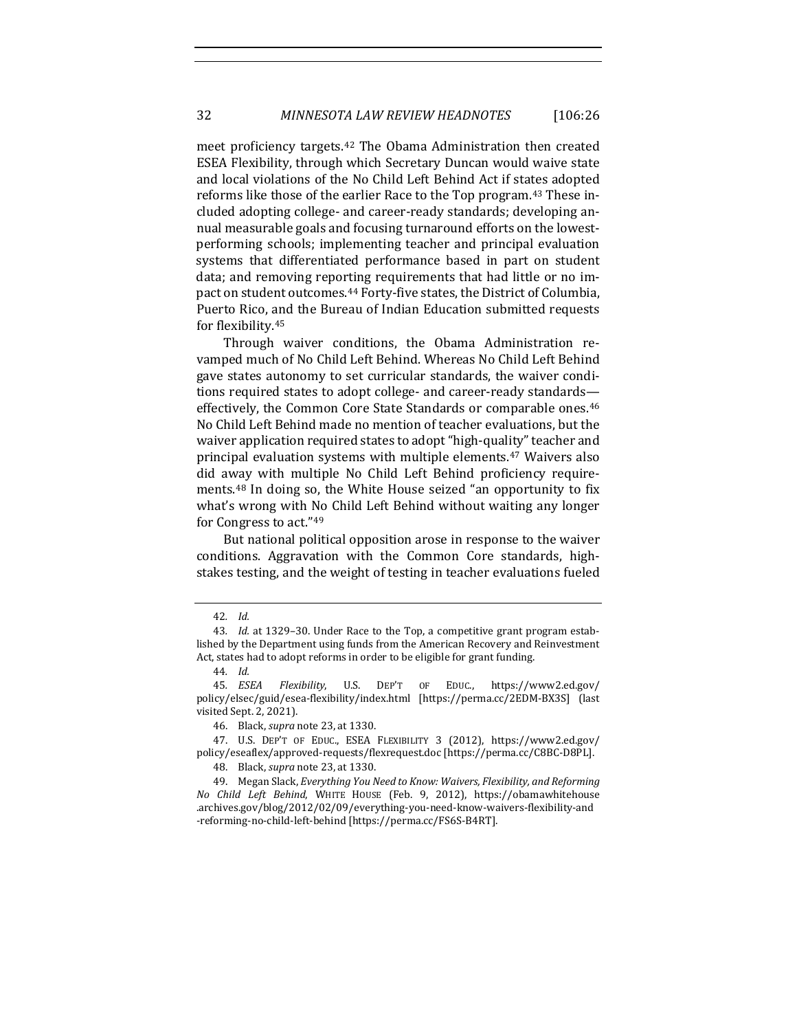meet proficiency targets.[42] The Obama Administration then created ESEA Flexibility, through which Secretary Duncan would waive state and local violations of the No Child Left Behind Act if states adopted reforms like those of the earlier Race to the Top program.[43] These included adopting college- and career-ready standards; developing annual measurable goals and focusing turnaround efforts on the lowest-performing schools; implementing teacher and principal evaluation systems that differentiated performance based in part on student data; and removing reporting requirements that had little or no impact on student outcomes.[44] Forty-five states, the District of Columbia, Puerto Rico, and the Bureau of Indian Education submitted requests for flexibility.[45]

Through waiver conditions, the Obama Administration revamped much of No Child Left Behind. Whereas No Child Left Behind gave states autonomy to set curricular standards, the waiver conditions required states to adopt college- and career-ready standards—effectively, the Common Core State Standards or comparable ones.[46] No Child Left Behind made no mention of teacher evaluations, but the waiver application required states to adopt "high-quality" teacher and principal evaluation systems with multiple elements.[47] Waivers also did away with multiple No Child Left Behind proficiency requirements.[48] In doing so, the White House seized "an opportunity to fix what's wrong with No Child Left Behind without waiting any longer for Congress to act."[49]

But national political opposition arose in response to the waiver conditions. Aggravation with the Common Core standards, high-stakes testing, and the weight of testing in teacher evaluations fueled

---

42. *Id.*

43. *Id.* at 1329–30. Under Race to the Top, a competitive grant program established by the Department using funds from the American Recovery and Reinvestment Act, states had to adopt reforms in order to be eligible for grant funding.

44. *Id.*

45. *ESEA Flexibility*, U.S. DEP'T OF EDUC., https://www2.ed.gov/policy/elsec/guid/esea-flexibility/index.html [https://perma.cc/2EDM-BX3S] (last visited Sept. 2, 2021).

46. Black, *supra* note 23, at 1330.

47. U.S. DEP'T OF EDUC., ESEA FLEXIBILITY 3 (2012), https://www2.ed.gov/policy/eseaflex/approved-requests/flexrequest.doc [https://perma.cc/C8BC-D8PL].

48. Black, *supra* note 23, at 1330.

49. Megan Slack, *Everything You Need to Know: Waivers, Flexibility, and Reforming No Child Left Behind*, WHITE HOUSE (Feb. 9, 2012), https://obamawhitehouse.archives.gov/blog/2012/02/09/everything-you-need-know-waivers-flexibility-and-reforming-no-child-left-behind [https://perma.cc/FS6S-B4RT].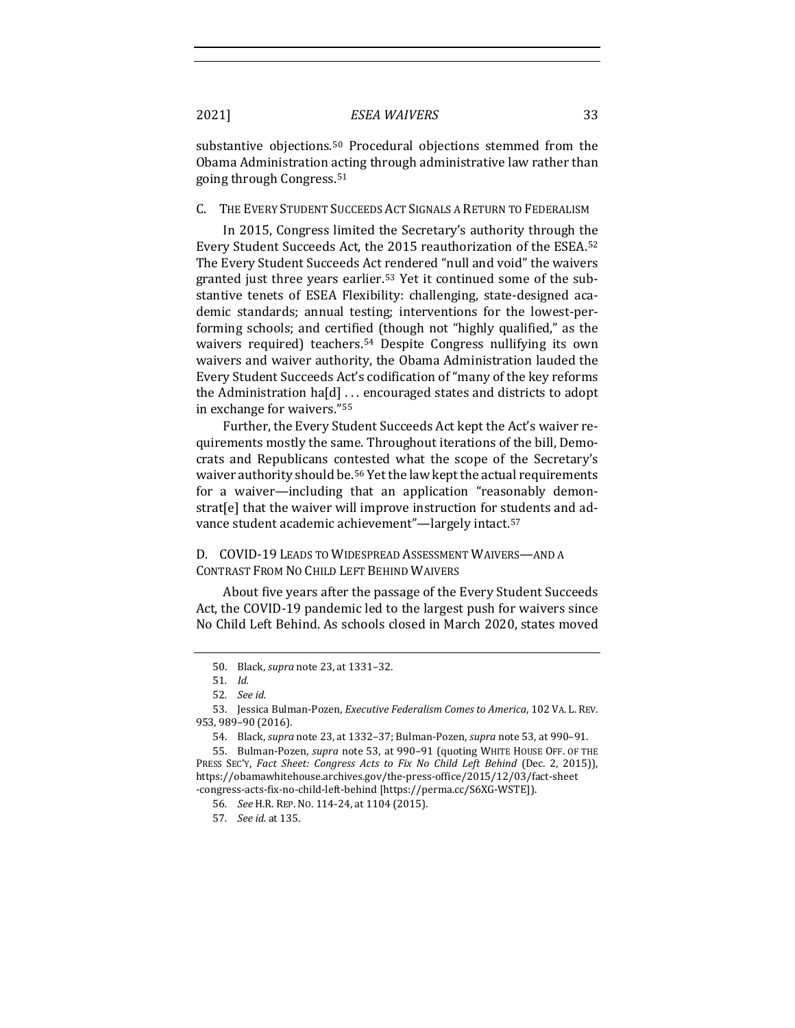substantive objections.[50] Procedural objections stemmed from the Obama Administration acting through administrative law rather than going through Congress.[51]

### C. THE EVERY STUDENT SUCCEEDS ACT SIGNALS A RETURN TO FEDERALISM

In 2015, Congress limited the Secretary's authority through the Every Student Succeeds Act, the 2015 reauthorization of the ESEA.[52] The Every Student Succeeds Act rendered "null and void" the waivers granted just three years earlier.[53] Yet it continued some of the substantive tenets of ESEA Flexibility: challenging, state-designed academic standards; annual testing; interventions for the lowest-performing schools; and certified (though not "highly qualified," as the waivers required) teachers.[54] Despite Congress nullifying its own waivers and waiver authority, the Obama Administration lauded the Every Student Succeeds Act's codification of "many of the key reforms the Administration ha[d] . . . encouraged states and districts to adopt in exchange for waivers."[55]

Further, the Every Student Succeeds Act kept the Act's waiver requirements mostly the same. Throughout iterations of the bill, Democrats and Republicans contested what the scope of the Secretary's waiver authority should be.[56] Yet the law kept the actual requirements for a waiver—including that an application "reasonably demonstrat[e] that the waiver will improve instruction for students and advance student academic achievement"—largely intact.[57]

### D. COVID-19 LEADS TO WIDESPREAD ASSESSMENT WAIVERS—AND A CONTRAST FROM NO CHILD LEFT BEHIND WAIVERS

About five years after the passage of the Every Student Succeeds Act, the COVID-19 pandemic led to the largest push for waivers since No Child Left Behind. As schools closed in March 2020, states moved

---

50. Black, *supra* note 23, at 1331–32.

51. *Id.*

52. *See id.*

53. Jessica Bulman-Pozen, *Executive Federalism Comes to America*, 102 VA. L. REV. 953, 989–90 (2016).

54. Black, *supra* note 23, at 1332–37; Bulman-Pozen, *supra* note 53, at 990–91.

55. Bulman-Pozen, *supra* note 53, at 990–91 (quoting WHITE HOUSE OFF. OF THE PRESS SEC'Y, *Fact Sheet: Congress Acts to Fix No Child Left Behind* (Dec. 2, 2015)), https://obamawhitehouse.archives.gov/the-press-office/2015/12/03/fact-sheet-congress-acts-fix-no-child-left-behind [https://perma.cc/S6XG-WSTE]).

56. *See* H.R. REP. NO. 114-24, at 1104 (2015).

57. *See id.* at 135.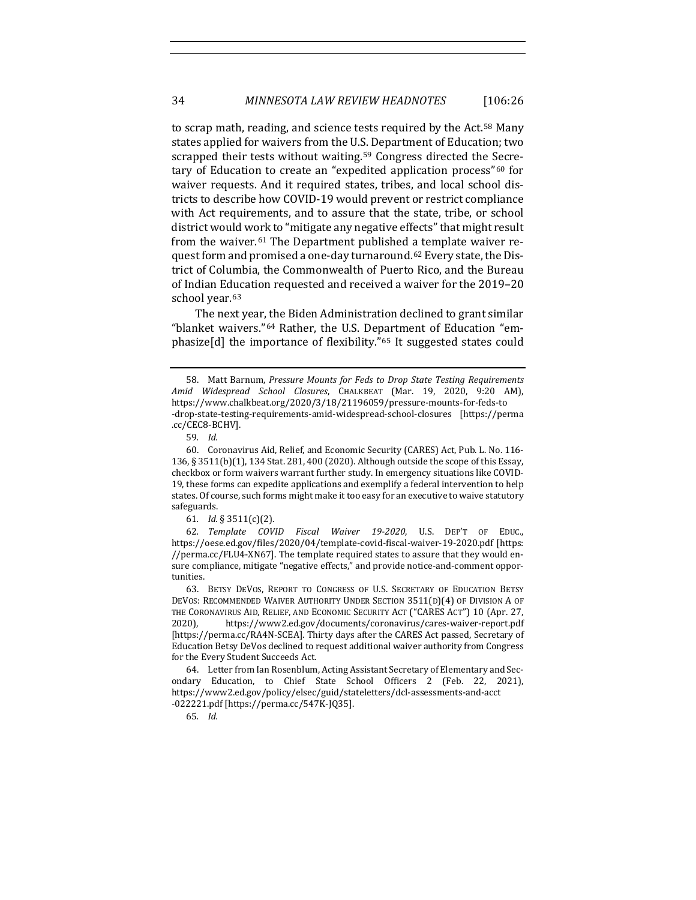to scrap math, reading, and science tests required by the Act.[58] Many states applied for waivers from the U.S. Department of Education; two scrapped their tests without waiting.[59] Congress directed the Secretary of Education to create an "expedited application process"[60] for waiver requests. And it required states, tribes, and local school districts to describe how COVID-19 would prevent or restrict compliance with Act requirements, and to assure that the state, tribe, or school district would work to "mitigate any negative effects" that might result from the waiver.[61] The Department published a template waiver request form and promised a one-day turnaround.[62] Every state, the District of Columbia, the Commonwealth of Puerto Rico, and the Bureau of Indian Education requested and received a waiver for the 2019–20 school year.[63]

The next year, the Biden Administration declined to grant similar "blanket waivers."[64] Rather, the U.S. Department of Education "emphasize[d] the importance of flexibility."[65] It suggested states could

---

58. Matt Barnum, *Pressure Mounts for Feds to Drop State Testing Requirements Amid Widespread School Closures*, CHALKBEAT (Mar. 19, 2020, 9:20 AM), https://www.chalkbeat.org/2020/3/18/21196059/pressure-mounts-for-feds-to-drop-state-testing-requirements-amid-widespread-school-closures [https://perma.cc/CEC8-BCHV].

59. *Id.*

60. Coronavirus Aid, Relief, and Economic Security (CARES) Act, Pub. L. No. 116-136, § 3511(b)(1), 134 Stat. 281, 400 (2020). Although outside the scope of this Essay, checkbox or form waivers warrant further study. In emergency situations like COVID-19, these forms can expedite applications and exemplify a federal intervention to help states. Of course, such forms might make it too easy for an executive to waive statutory safeguards.

61. *Id.* § 3511(c)(2).

62. *Template COVID Fiscal Waiver 19-2020*, U.S. DEP'T OF EDUC., https://oese.ed.gov/files/2020/04/template-covid-fiscal-waiver-19-2020.pdf [https://perma.cc/FLU4-XN67]. The template required states to assure that they would ensure compliance, mitigate "negative effects," and provide notice-and-comment opportunities.

63. BETSY DEVOS, REPORT TO CONGRESS OF U.S. SECRETARY OF EDUCATION BETSY DEVOS: RECOMMENDED WAIVER AUTHORITY UNDER SECTION 3511(D)(4) OF DIVISION A OF THE CORONAVIRUS AID, RELIEF, AND ECONOMIC SECURITY ACT ("CARES ACT") 10 (Apr. 27, 2020), https://www2.ed.gov/documents/coronavirus/cares-waiver-report.pdf [https://perma.cc/RA4N-SCEA]. Thirty days after the CARES Act passed, Secretary of Education Betsy DeVos declined to request additional waiver authority from Congress for the Every Student Succeeds Act.

64. Letter from Ian Rosenblum, Acting Assistant Secretary of Elementary and Secondary Education, to Chief State School Officers 2 (Feb. 22, 2021), https://www2.ed.gov/policy/elsec/guid/stateletters/dcl-assessments-and-acct-022221.pdf [https://perma.cc/547K-JQ35].

65. *Id.*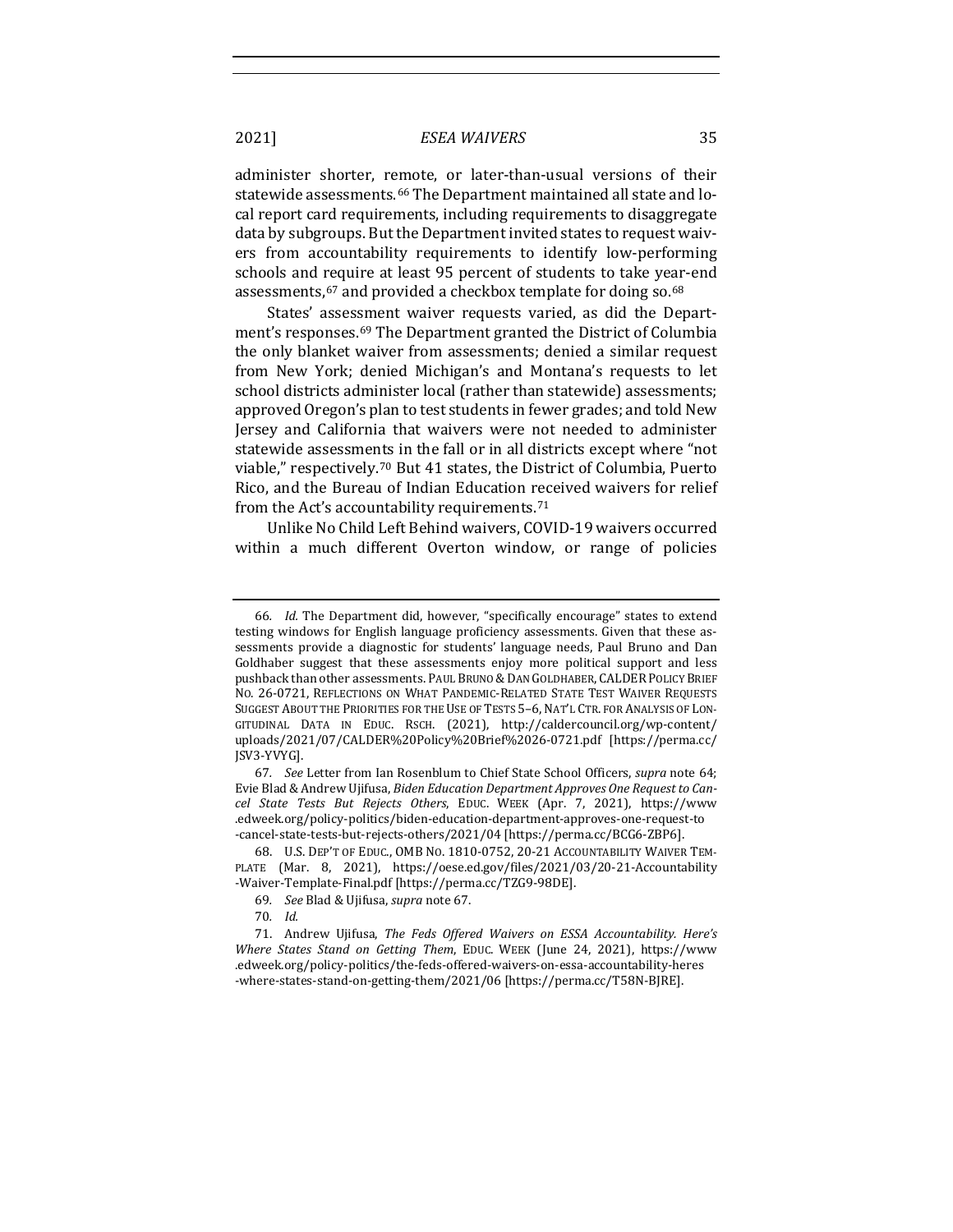administer shorter, remote, or later-than-usual versions of their statewide assessments.[66] The Department maintained all state and local report card requirements, including requirements to disaggregate data by subgroups. But the Department invited states to request waivers from accountability requirements to identify low-performing schools and require at least 95 percent of students to take year-end assessments,[67] and provided a checkbox template for doing so.[68]

States' assessment waiver requests varied, as did the Department's responses.[69] The Department granted the District of Columbia the only blanket waiver from assessments; denied a similar request from New York; denied Michigan's and Montana's requests to let school districts administer local (rather than statewide) assessments; approved Oregon's plan to test students in fewer grades; and told New Jersey and California that waivers were not needed to administer statewide assessments in the fall or in all districts except where "not viable," respectively.[70] But 41 states, the District of Columbia, Puerto Rico, and the Bureau of Indian Education received waivers for relief from the Act's accountability requirements.[71]

Unlike No Child Left Behind waivers, COVID-19 waivers occurred within a much different Overton window, or range of policies

---

66. *Id.* The Department did, however, "specifically encourage" states to extend testing windows for English language proficiency assessments. Given that these assessments provide a diagnostic for students' language needs, Paul Bruno and Dan Goldhaber suggest that these assessments enjoy more political support and less pushback than other assessments. PAUL BRUNO & DAN GOLDHABER, CALDER POLICY BRIEF NO. 26-0721, REFLECTIONS ON WHAT PANDEMIC-RELATED STATE TEST WAIVER REQUESTS SUGGEST ABOUT THE PRIORITIES FOR THE USE OF TESTS 5–6, NAT'L CTR. FOR ANALYSIS OF LONGITUDINAL DATA IN EDUC. RSCH. (2021), http://caldercouncil.org/wp-content/uploads/2021/07/CALDER%20Policy%20Brief%2026-0721.pdf [https://perma.cc/JSV3-YVYG].

67. *See* Letter from Ian Rosenblum to Chief State School Officers, *supra* note 64; Evie Blad & Andrew Ujifusa, *Biden Education Department Approves One Request to Cancel State Tests But Rejects Others*, EDUC. WEEK (Apr. 7, 2021), https://www.edweek.org/policy-politics/biden-education-department-approves-one-request-to-cancel-state-tests-but-rejects-others/2021/04 [https://perma.cc/BCG6-ZBP6].

68. U.S. DEP'T OF EDUC., OMB NO. 1810-0752, 20-21 ACCOUNTABILITY WAIVER TEMPLATE (Mar. 8, 2021), https://oese.ed.gov/files/2021/03/20-21-Accountability-Waiver-Template-Final.pdf [https://perma.cc/TZG9-98DE].

69. *See* Blad & Ujifusa, *supra* note 67.

70. *Id.*

71. Andrew Ujifusa, *The Feds Offered Waivers on ESSA Accountability. Here's Where States Stand on Getting Them*, EDUC. WEEK (June 24, 2021), https://www.edweek.org/policy-politics/the-feds-offered-waivers-on-essa-accountability-heres-where-states-stand-on-getting-them/2021/06 [https://perma.cc/T58N-BJRE].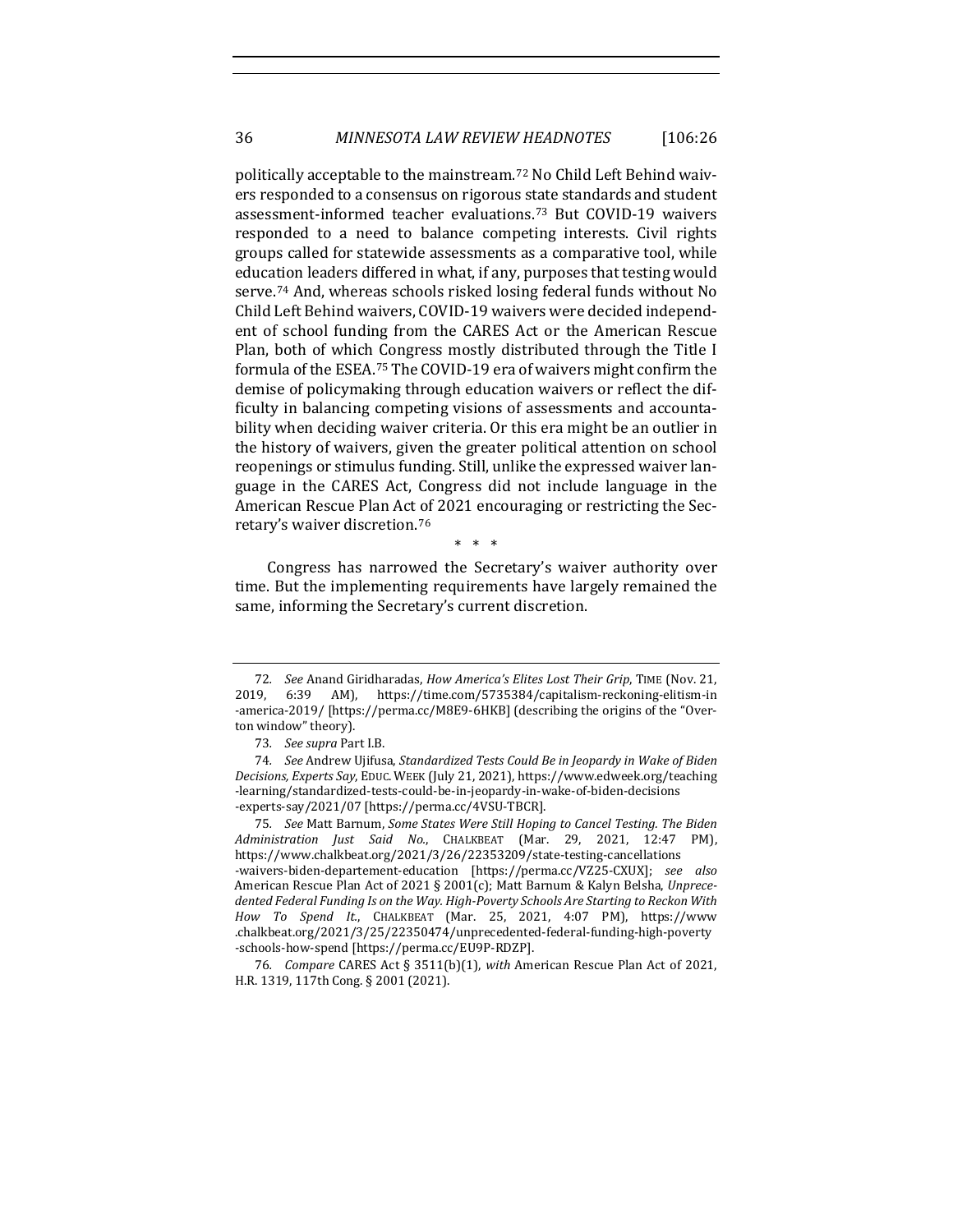politically acceptable to the mainstream.[72] No Child Left Behind waivers responded to a consensus on rigorous state standards and student assessment-informed teacher evaluations.[73] But COVID-19 waivers responded to a need to balance competing interests. Civil rights groups called for statewide assessments as a comparative tool, while education leaders differed in what, if any, purposes that testing would serve.[74] And, whereas schools risked losing federal funds without No Child Left Behind waivers, COVID-19 waivers were decided independent of school funding from the CARES Act or the American Rescue Plan, both of which Congress mostly distributed through the Title I formula of the ESEA.[75] The COVID-19 era of waivers might confirm the demise of policymaking through education waivers or reflect the difficulty in balancing competing visions of assessments and accountability when deciding waiver criteria. Or this era might be an outlier in the history of waivers, given the greater political attention on school reopenings or stimulus funding. Still, unlike the expressed waiver language in the CARES Act, Congress did not include language in the American Rescue Plan Act of 2021 encouraging or restricting the Secretary's waiver discretion.[76]

\* \* \*

Congress has narrowed the Secretary's waiver authority over time. But the implementing requirements have largely remained the same, informing the Secretary's current discretion.

---

72. *See* Anand Giridharadas, *How America's Elites Lost Their Grip*, TIME (Nov. 21, 2019, 6:39 AM), https://time.com/5735384/capitalism-reckoning-elitism-in-america-2019/ [https://perma.cc/M8E9-6HKB] (describing the origins of the "Overton window" theory).

73. *See supra* Part I.B.

74. *See* Andrew Ujifusa, *Standardized Tests Could Be in Jeopardy in Wake of Biden Decisions, Experts Say*, EDUC. WEEK (July 21, 2021), https://www.edweek.org/teaching-learning/standardized-tests-could-be-in-jeopardy-in-wake-of-biden-decisions-experts-say/2021/07 [https://perma.cc/4VSU-TBCR].

75. *See* Matt Barnum, *Some States Were Still Hoping to Cancel Testing. The Biden Administration Just Said No.*, CHALKBEAT (Mar. 29, 2021, 12:47 PM), https://www.chalkbeat.org/2021/3/26/22353209/state-testing-cancellations-waivers-biden-departement-education [https://perma.cc/VZ25-CXUX]; *see also* American Rescue Plan Act of 2021 § 2001(c); Matt Barnum & Kalyn Belsha, *Unprecedented Federal Funding Is on the Way. High-Poverty Schools Are Starting to Reckon With How To Spend It.*, CHALKBEAT (Mar. 25, 2021, 4:07 PM), https://www.chalkbeat.org/2021/3/25/22350474/unprecedented-federal-funding-high-poverty-schools-how-spend [https://perma.cc/EU9P-RDZP].

76. *Compare* CARES Act § 3511(b)(1), *with* American Rescue Plan Act of 2021, H.R. 1319, 117th Cong. § 2001 (2021).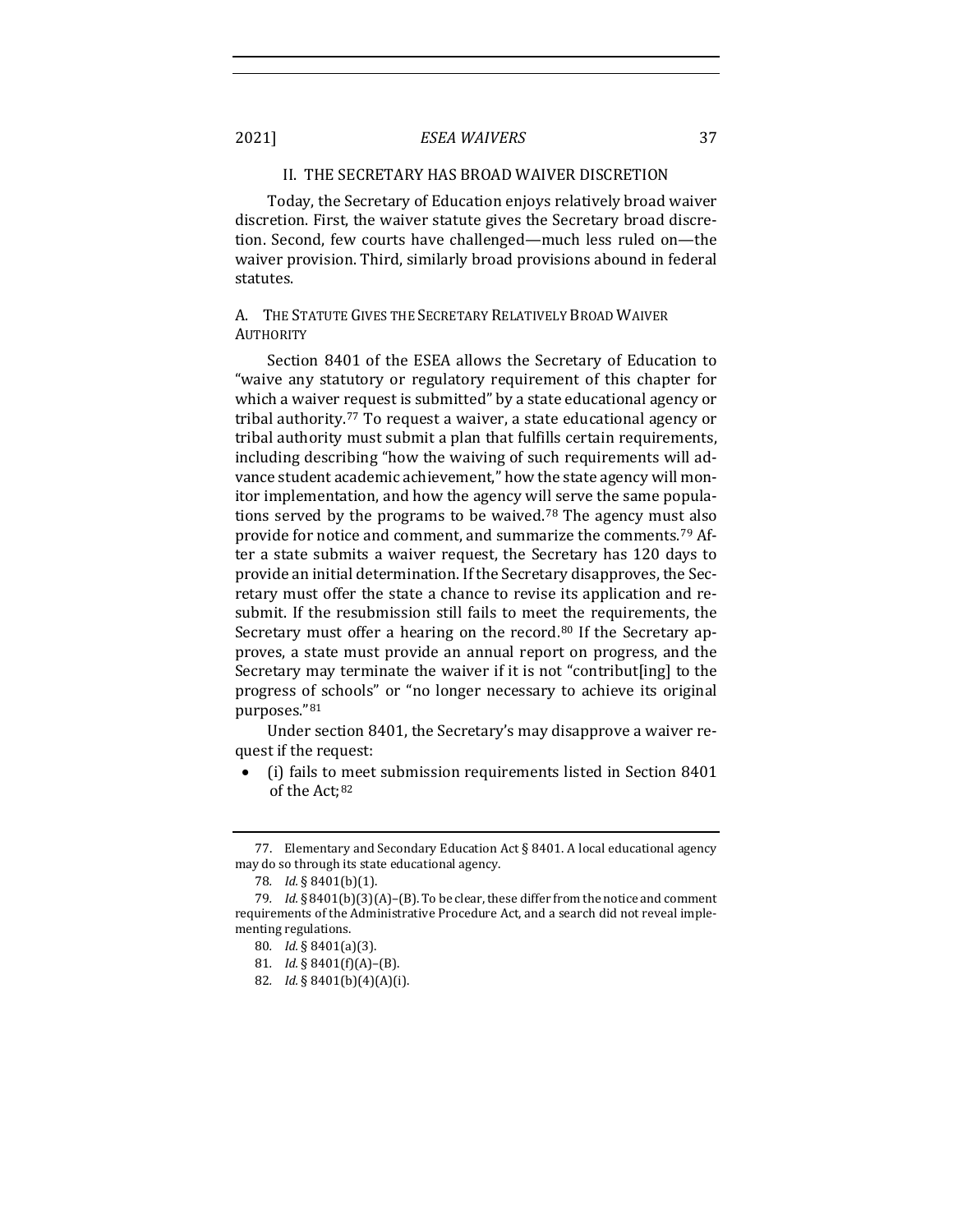## II. THE SECRETARY HAS BROAD WAIVER DISCRETION

Today, the Secretary of Education enjoys relatively broad waiver discretion. First, the waiver statute gives the Secretary broad discretion. Second, few courts have challenged—much less ruled on—the waiver provision. Third, similarly broad provisions abound in federal statutes.

### A. THE STATUTE GIVES THE SECRETARY RELATIVELY BROAD WAIVER AUTHORITY

Section 8401 of the ESEA allows the Secretary of Education to "waive any statutory or regulatory requirement of this chapter for which a waiver request is submitted" by a state educational agency or tribal authority.[77] To request a waiver, a state educational agency or tribal authority must submit a plan that fulfills certain requirements, including describing "how the waiving of such requirements will advance student academic achievement," how the state agency will monitor implementation, and how the agency will serve the same populations served by the programs to be waived.[78] The agency must also provide for notice and comment, and summarize the comments.[79] After a state submits a waiver request, the Secretary has 120 days to provide an initial determination. If the Secretary disapproves, the Secretary must offer the state a chance to revise its application and resubmit. If the resubmission still fails to meet the requirements, the Secretary must offer a hearing on the record.[80] If the Secretary approves, a state must provide an annual report on progress, and the Secretary may terminate the waiver if it is not "contribut[ing] to the progress of schools" or "no longer necessary to achieve its original purposes."[81]

Under section 8401, the Secretary's may disapprove a waiver request if the request:

- (i) fails to meet submission requirements listed in Section 8401 of the Act;[82]

---

77. Elementary and Secondary Education Act § 8401. A local educational agency may do so through its state educational agency.

78. *Id.* § 8401(b)(1).

79. *Id.* § 8401(b)(3)(A)–(B). To be clear, these differ from the notice and comment requirements of the Administrative Procedure Act, and a search did not reveal implementing regulations.

80. *Id.* § 8401(a)(3).

81. *Id.* § 8401(f)(A)–(B).

82. *Id.* § 8401(b)(4)(A)(i).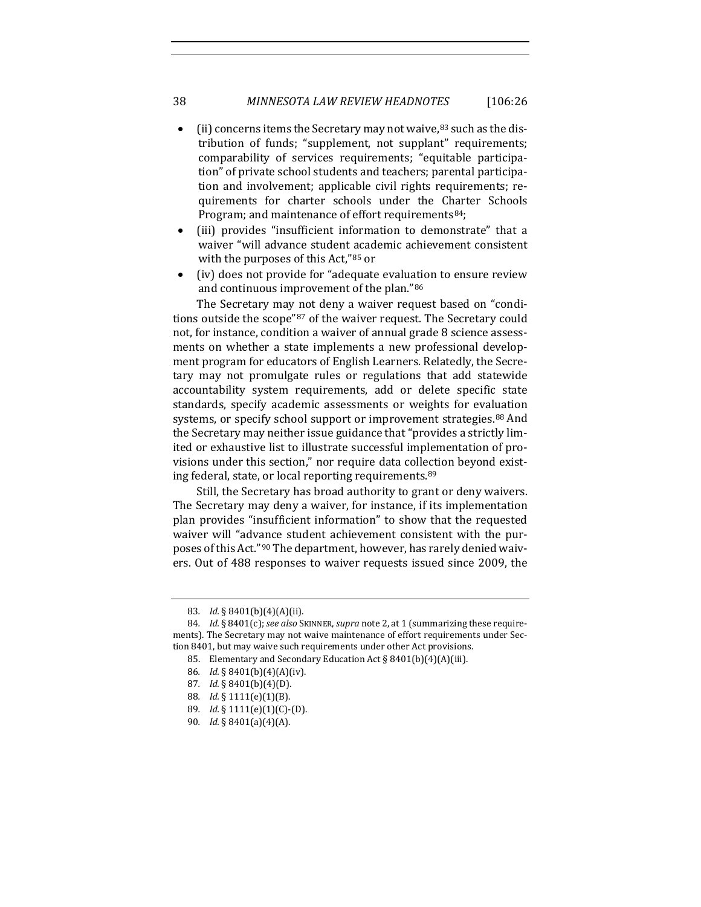- (ii) concerns items the Secretary may not waive,[83] such as the distribution of funds; "supplement, not supplant" requirements; comparability of services requirements; "equitable participation" of private school students and teachers; parental participation and involvement; applicable civil rights requirements; requirements for charter schools under the Charter Schools Program; and maintenance of effort requirements[84];
- (iii) provides "insufficient information to demonstrate" that a waiver "will advance student academic achievement consistent with the purposes of this Act,"[85] or
- (iv) does not provide for "adequate evaluation to ensure review and continuous improvement of the plan."[86]

The Secretary may not deny a waiver request based on "conditions outside the scope"[87] of the waiver request. The Secretary could not, for instance, condition a waiver of annual grade 8 science assessments on whether a state implements a new professional development program for educators of English Learners. Relatedly, the Secretary may not promulgate rules or regulations that add statewide accountability system requirements, add or delete specific state standards, specify academic assessments or weights for evaluation systems, or specify school support or improvement strategies.[88] And the Secretary may neither issue guidance that "provides a strictly limited or exhaustive list to illustrate successful implementation of provisions under this section," nor require data collection beyond existing federal, state, or local reporting requirements.[89]

Still, the Secretary has broad authority to grant or deny waivers. The Secretary may deny a waiver, for instance, if its implementation plan provides "insufficient information" to show that the requested waiver will "advance student achievement consistent with the purposes of this Act."[90] The department, however, has rarely denied waivers. Out of 488 responses to waiver requests issued since 2009, the

---

83. *Id.* § 8401(b)(4)(A)(ii).

84. *Id.* § 8401(c); *see also* SKINNER, *supra* note 2, at 1 (summarizing these requirements). The Secretary may not waive maintenance of effort requirements under Section 8401, but may waive such requirements under other Act provisions.

85. Elementary and Secondary Education Act § 8401(b)(4)(A)(iii).

86. *Id.* § 8401(b)(4)(A)(iv).

87. *Id.* § 8401(b)(4)(D).

88. *Id.* § 1111(e)(1)(B).

89. *Id.* § 1111(e)(1)(C)-(D).

90. *Id.* § 8401(a)(4)(A).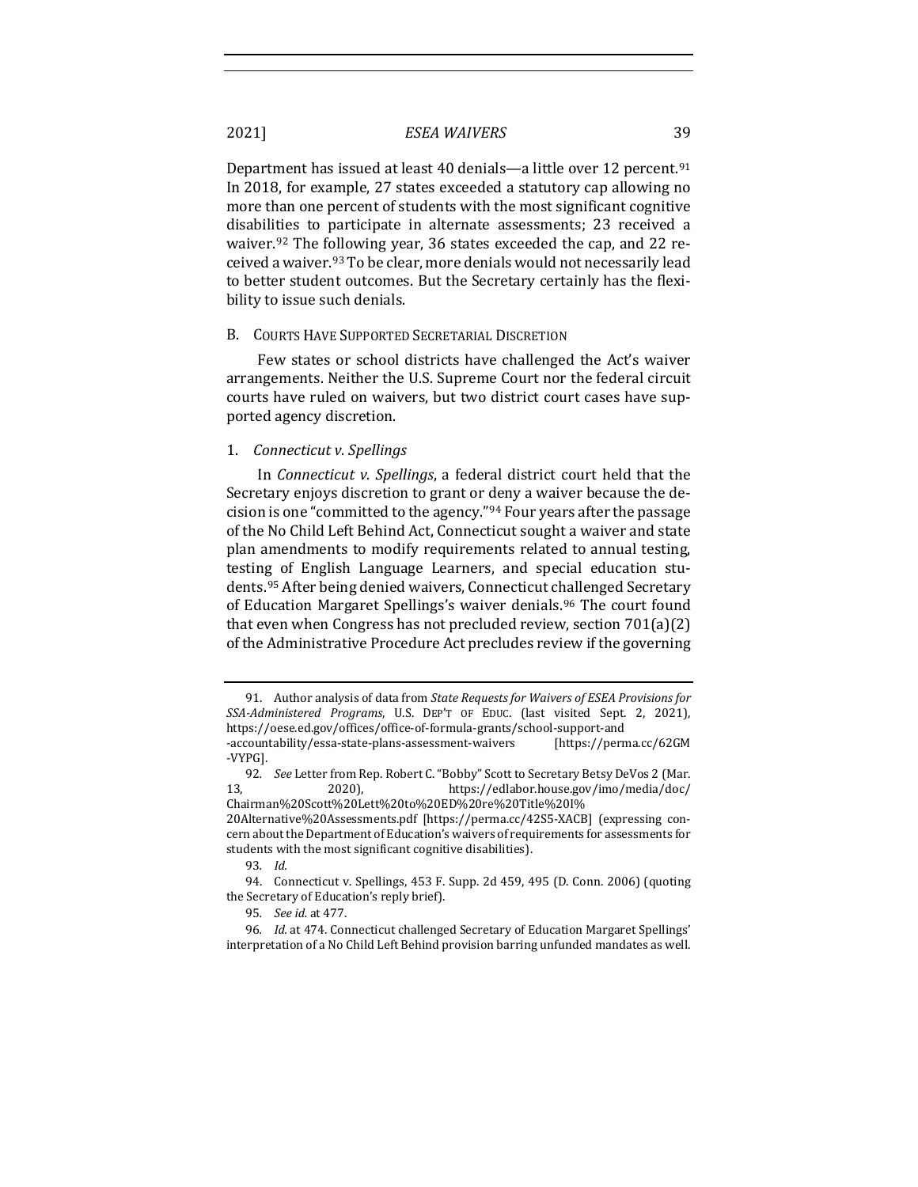Department has issued at least 40 denials—a little over 12 percent.[91] In 2018, for example, 27 states exceeded a statutory cap allowing no more than one percent of students with the most significant cognitive disabilities to participate in alternate assessments; 23 received a waiver.[92] The following year, 36 states exceeded the cap, and 22 received a waiver.[93] To be clear, more denials would not necessarily lead to better student outcomes. But the Secretary certainly has the flexibility to issue such denials.

## B. Courts Have Supported Secretarial Discretion

Few states or school districts have challenged the Act's waiver arrangements. Neither the U.S. Supreme Court nor the federal circuit courts have ruled on waivers, but two district court cases have supported agency discretion.

### 1. *Connecticut v. Spellings*

In *Connecticut v. Spellings*, a federal district court held that the Secretary enjoys discretion to grant or deny a waiver because the decision is one "committed to the agency."[94] Four years after the passage of the No Child Left Behind Act, Connecticut sought a waiver and state plan amendments to modify requirements related to annual testing, testing of English Language Learners, and special education students.[95] After being denied waivers, Connecticut challenged Secretary of Education Margaret Spellings's waiver denials.[96] The court found that even when Congress has not precluded review, section 701(a)(2) of the Administrative Procedure Act precludes review if the governing

---

91. Author analysis of data from *State Requests for Waivers of ESEA Provisions for SSA-Administered Programs*, U.S. DEP'T OF EDUC. (last visited Sept. 2, 2021), https://oese.ed.gov/offices/office-of-formula-grants/school-support-and-accountability/essa-state-plans-assessment-waivers [https://perma.cc/62GM-VYPG].

92. *See* Letter from Rep. Robert C. "Bobby" Scott to Secretary Betsy DeVos 2 (Mar. 13, 2020), https://edlabor.house.gov/imo/media/doc/Chairman%20Scott%20Lett%20to%20ED%20re%20Title%20I%20Alternative%20Assessments.pdf [https://perma.cc/42S5-XACB] (expressing concern about the Department of Education's waivers of requirements for assessments for students with the most significant cognitive disabilities).

93. *Id.*

94. Connecticut v. Spellings, 453 F. Supp. 2d 459, 495 (D. Conn. 2006) (quoting the Secretary of Education's reply brief).

95. *See id.* at 477.

96. *Id.* at 474. Connecticut challenged Secretary of Education Margaret Spellings' interpretation of a No Child Left Behind provision barring unfunded mandates as well.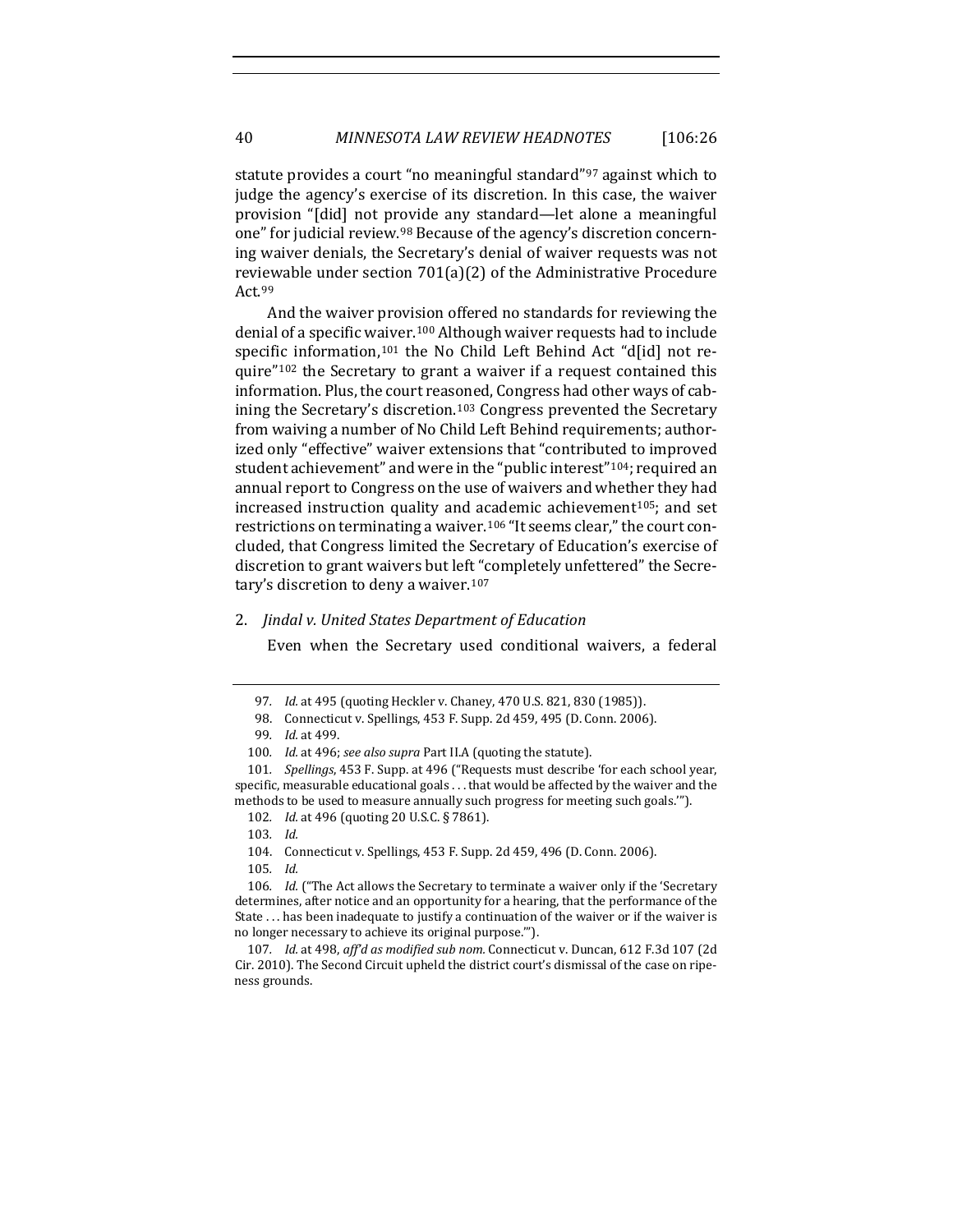statute provides a court "no meaningful standard"[97] against which to judge the agency's exercise of its discretion. In this case, the waiver provision "[did] not provide any standard—let alone a meaningful one" for judicial review.[98] Because of the agency's discretion concerning waiver denials, the Secretary's denial of waiver requests was not reviewable under section 701(a)(2) of the Administrative Procedure Act.[99]

And the waiver provision offered no standards for reviewing the denial of a specific waiver.[100] Although waiver requests had to include specific information,[101] the No Child Left Behind Act "d[id] not require"[102] the Secretary to grant a waiver if a request contained this information. Plus, the court reasoned, Congress had other ways of cabining the Secretary's discretion.[103] Congress prevented the Secretary from waiving a number of No Child Left Behind requirements; authorized only "effective" waiver extensions that "contributed to improved student achievement" and were in the "public interest"[104]; required an annual report to Congress on the use of waivers and whether they had increased instruction quality and academic achievement[105]; and set restrictions on terminating a waiver.[106] "It seems clear," the court concluded, that Congress limited the Secretary of Education's exercise of discretion to grant waivers but left "completely unfettered" the Secretary's discretion to deny a waiver.[107]

2. *Jindal v. United States Department of Education*

Even when the Secretary used conditional waivers, a federal

---

97. *Id.* at 495 (quoting Heckler v. Chaney, 470 U.S. 821, 830 (1985)).

98. Connecticut v. Spellings, 453 F. Supp. 2d 459, 495 (D. Conn. 2006).

99. *Id.* at 499.

100. *Id.* at 496; *see also supra* Part II.A (quoting the statute).

101. *Spellings*, 453 F. Supp. at 496 ("Requests must describe 'for each school year, specific, measurable educational goals . . . that would be affected by the waiver and the methods to be used to measure annually such progress for meeting such goals.'").

102. *Id.* at 496 (quoting 20 U.S.C. § 7861).

103. *Id.*

104. Connecticut v. Spellings, 453 F. Supp. 2d 459, 496 (D. Conn. 2006).

105. *Id.*

106. *Id.* ("The Act allows the Secretary to terminate a waiver only if the 'Secretary determines, after notice and an opportunity for a hearing, that the performance of the State . . . has been inadequate to justify a continuation of the waiver or if the waiver is no longer necessary to achieve its original purpose.'").

107. *Id.* at 498, *aff'd as modified sub nom.* Connecticut v. Duncan, 612 F.3d 107 (2d Cir. 2010). The Second Circuit upheld the district court's dismissal of the case on ripeness grounds.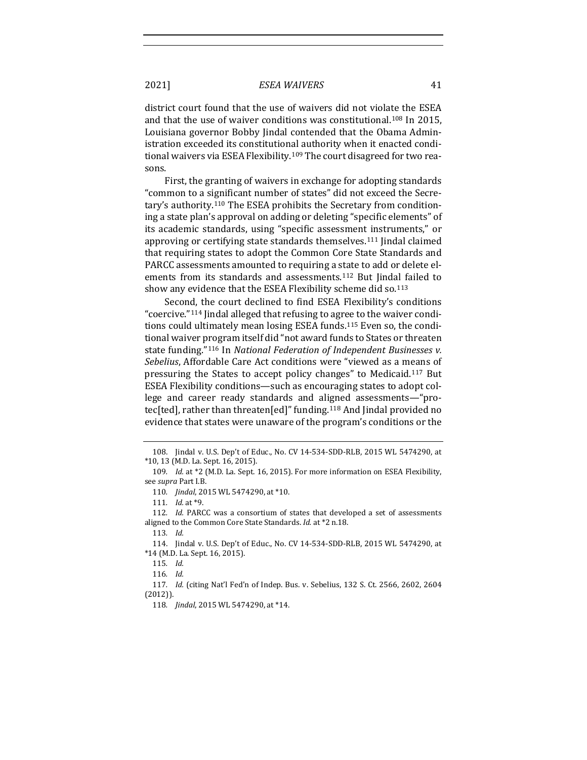district court found that the use of waivers did not violate the ESEA and that the use of waiver conditions was constitutional.[108] In 2015, Louisiana governor Bobby Jindal contended that the Obama Administration exceeded its constitutional authority when it enacted conditional waivers via ESEA Flexibility.[109] The court disagreed for two reasons.

First, the granting of waivers in exchange for adopting standards "common to a significant number of states" did not exceed the Secretary's authority.[110] The ESEA prohibits the Secretary from conditioning a state plan's approval on adding or deleting "specific elements" of its academic standards, using "specific assessment instruments," or approving or certifying state standards themselves.[111] Jindal claimed that requiring states to adopt the Common Core State Standards and PARCC assessments amounted to requiring a state to add or delete elements from its standards and assessments.[112] But Jindal failed to show any evidence that the ESEA Flexibility scheme did so.[113]

Second, the court declined to find ESEA Flexibility's conditions "coercive."[114] Jindal alleged that refusing to agree to the waiver conditions could ultimately mean losing ESEA funds.[115] Even so, the conditional waiver program itself did "not award funds to States or threaten state funding."[116] In *National Federation of Independent Businesses v. Sebelius*, Affordable Care Act conditions were "viewed as a means of pressuring the States to accept policy changes" to Medicaid.[117] But ESEA Flexibility conditions—such as encouraging states to adopt college and career ready standards and aligned assessments—"protec[ted], rather than threaten[ed]" funding.[118] And Jindal provided no evidence that states were unaware of the program's conditions or the

108. Jindal v. U.S. Dep't of Educ., No. CV 14-534-SDD-RLB, 2015 WL 5474290, at *10, 13 (M.D. La. Sept. 16, 2015).

109. *Id.* at *2 (M.D. La. Sept. 16, 2015). For more information on ESEA Flexibility, see *supra* Part I.B.

110. *Jindal*, 2015 WL 5474290, at *10.

111. *Id.* at *9.

112. *Id.* PARCC was a consortium of states that developed a set of assessments aligned to the Common Core State Standards. *Id.* at *2 n.18.

113. *Id.*

114. Jindal v. U.S. Dep't of Educ., No. CV 14-534-SDD-RLB, 2015 WL 5474290, at *14 (M.D. La. Sept. 16, 2015).

115. *Id.*

116. *Id.*

117. *Id.* (citing Nat'l Fed'n of Indep. Bus. v. Sebelius, 132 S. Ct. 2566, 2602, 2604 (2012)).

118. *Jindal*, 2015 WL 5474290, at *14.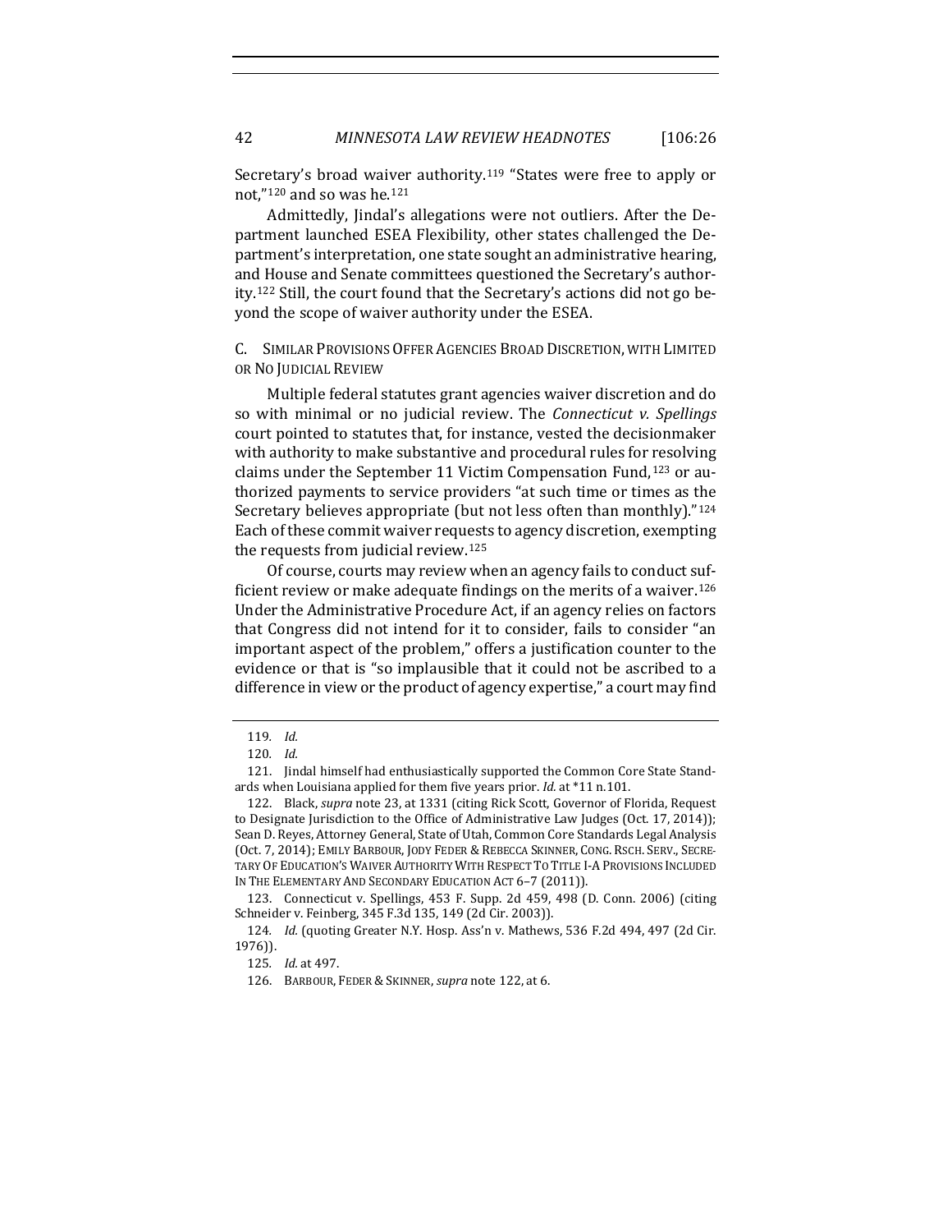Secretary's broad waiver authority.[119] "States were free to apply or not,"[120] and so was he.[121]

Admittedly, Jindal's allegations were not outliers. After the Department launched ESEA Flexibility, other states challenged the Department's interpretation, one state sought an administrative hearing, and House and Senate committees questioned the Secretary's authority.[122] Still, the court found that the Secretary's actions did not go beyond the scope of waiver authority under the ESEA.

### C. Similar Provisions Offer Agencies Broad Discretion, with Limited or No Judicial Review

Multiple federal statutes grant agencies waiver discretion and do so with minimal or no judicial review. The *Connecticut v. Spellings* court pointed to statutes that, for instance, vested the decisionmaker with authority to make substantive and procedural rules for resolving claims under the September 11 Victim Compensation Fund,[123] or authorized payments to service providers "at such time or times as the Secretary believes appropriate (but not less often than monthly)."[124] Each of these commit waiver requests to agency discretion, exempting the requests from judicial review.[125]

Of course, courts may review when an agency fails to conduct sufficient review or make adequate findings on the merits of a waiver.[126] Under the Administrative Procedure Act, if an agency relies on factors that Congress did not intend for it to consider, fails to consider "an important aspect of the problem," offers a justification counter to the evidence or that is "so implausible that it could not be ascribed to a difference in view or the product of agency expertise," a court may find

---

119. *Id.*

120. *Id.*

121. Jindal himself had enthusiastically supported the Common Core State Standards when Louisiana applied for them five years prior. *Id.* at *11 n.101.

122. Black, *supra* note 23, at 1331 (citing Rick Scott, Governor of Florida, Request to Designate Jurisdiction to the Office of Administrative Law Judges (Oct. 17, 2014)); Sean D. Reyes, Attorney General, State of Utah, Common Core Standards Legal Analysis (Oct. 7, 2014); EMILY BARBOUR, JODY FEDER & REBECCA SKINNER, CONG. RSCH. SERV., SECRETARY OF EDUCATION'S WAIVER AUTHORITY WITH RESPECT TO TITLE I-A PROVISIONS INCLUDED IN THE ELEMENTARY AND SECONDARY EDUCATION ACT 6–7 (2011)).

123. Connecticut v. Spellings, 453 F. Supp. 2d 459, 498 (D. Conn. 2006) (citing Schneider v. Feinberg, 345 F.3d 135, 149 (2d Cir. 2003)).

124. *Id.* (quoting Greater N.Y. Hosp. Ass'n v. Mathews, 536 F.2d 494, 497 (2d Cir. 1976)).

125. *Id.* at 497.

126. BARBOUR, FEDER & SKINNER, *supra* note 122, at 6.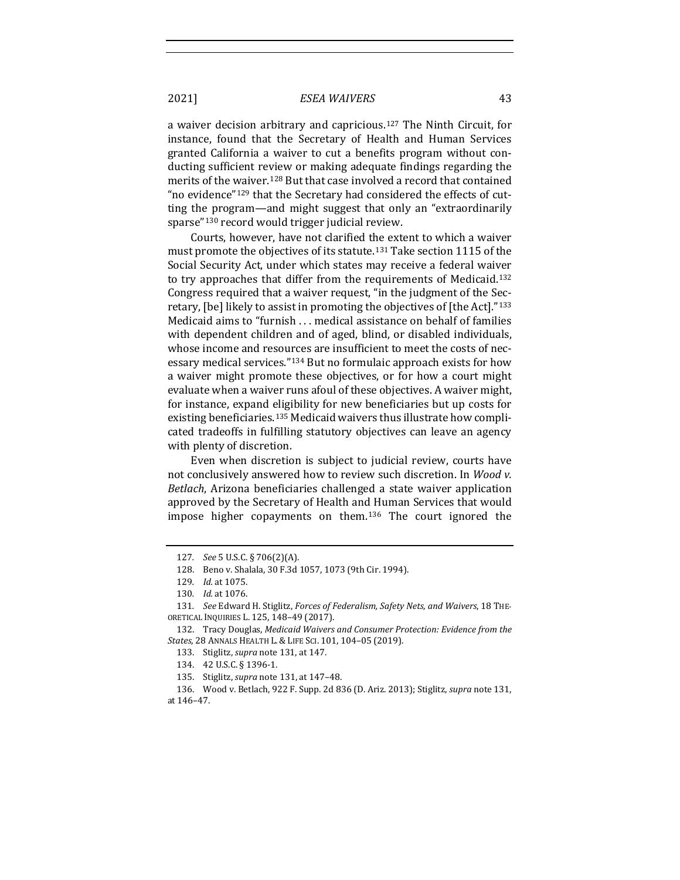a waiver decision arbitrary and capricious.[127] The Ninth Circuit, for instance, found that the Secretary of Health and Human Services granted California a waiver to cut a benefits program without conducting sufficient review or making adequate findings regarding the merits of the waiver.[128] But that case involved a record that contained "no evidence"[129] that the Secretary had considered the effects of cutting the program—and might suggest that only an "extraordinarily sparse"[130] record would trigger judicial review.

Courts, however, have not clarified the extent to which a waiver must promote the objectives of its statute.[131] Take section 1115 of the Social Security Act, under which states may receive a federal waiver to try approaches that differ from the requirements of Medicaid.[132] Congress required that a waiver request, "in the judgment of the Secretary, [be] likely to assist in promoting the objectives of [the Act]."[133] Medicaid aims to "furnish . . . medical assistance on behalf of families with dependent children and of aged, blind, or disabled individuals, whose income and resources are insufficient to meet the costs of necessary medical services."[134] But no formulaic approach exists for how a waiver might promote these objectives, or for how a court might evaluate when a waiver runs afoul of these objectives. A waiver might, for instance, expand eligibility for new beneficiaries but up costs for existing beneficiaries.[135] Medicaid waivers thus illustrate how complicated tradeoffs in fulfilling statutory objectives can leave an agency with plenty of discretion.

Even when discretion is subject to judicial review, courts have not conclusively answered how to review such discretion. In *Wood v. Betlach*, Arizona beneficiaries challenged a state waiver application approved by the Secretary of Health and Human Services that would impose higher copayments on them.[136] The court ignored the

---

127. *See* 5 U.S.C. § 706(2)(A).

128. Beno v. Shalala, 30 F.3d 1057, 1073 (9th Cir. 1994).

129. *Id.* at 1075.

130. *Id.* at 1076.

131. *See* Edward H. Stiglitz, *Forces of Federalism, Safety Nets, and Waivers*, 18 THEORETICAL INQUIRIES L. 125, 148–49 (2017).

132. Tracy Douglas, *Medicaid Waivers and Consumer Protection: Evidence from the States*, 28 ANNALS HEALTH L. & LIFE SCI. 101, 104–05 (2019).

133. Stiglitz, *supra* note 131, at 147.

134. 42 U.S.C. § 1396-1.

135. Stiglitz, *supra* note 131, at 147–48.

136. Wood v. Betlach, 922 F. Supp. 2d 836 (D. Ariz. 2013); Stiglitz, *supra* note 131, at 146–47.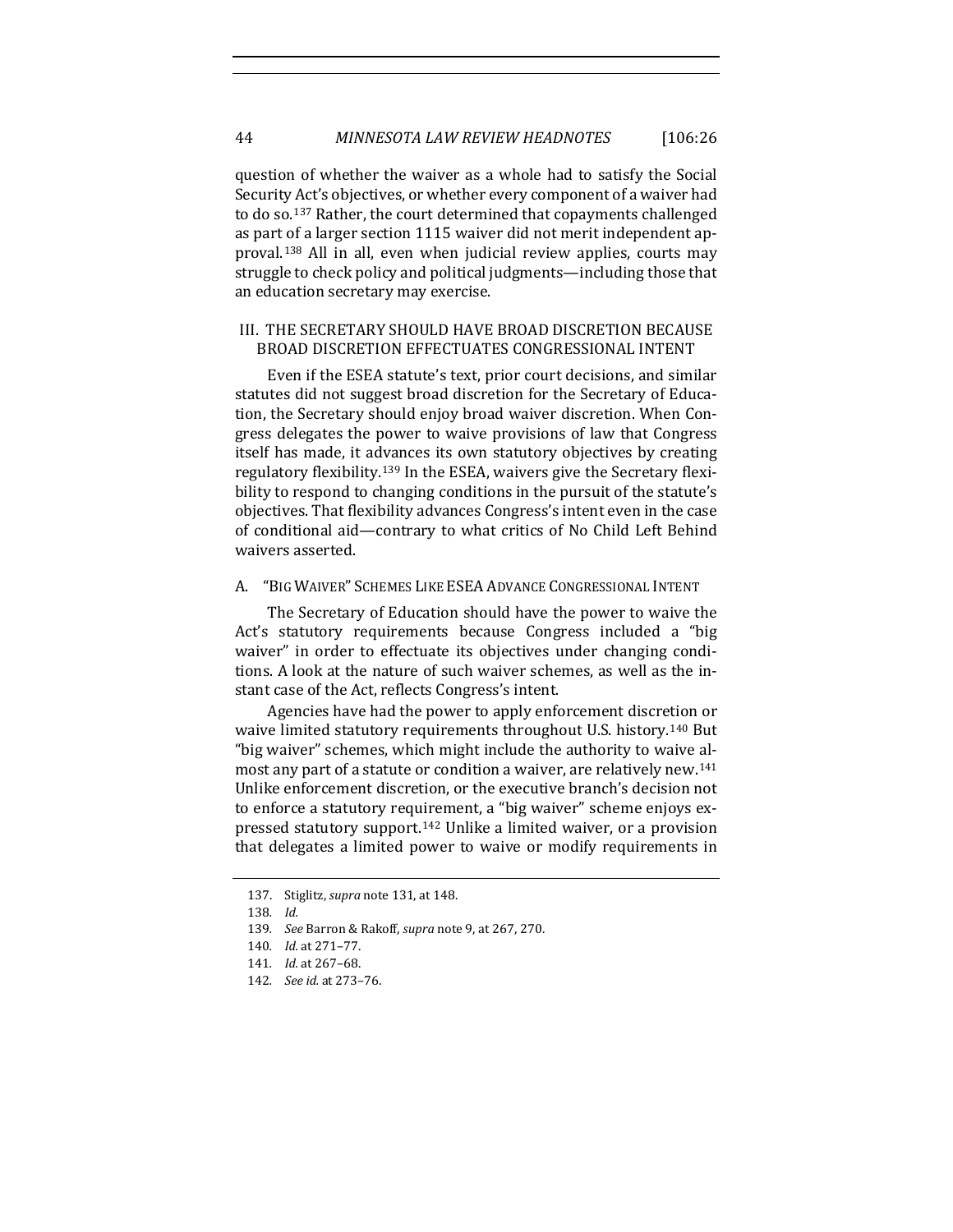question of whether the waiver as a whole had to satisfy the Social Security Act's objectives, or whether every component of a waiver had to do so.[137] Rather, the court determined that copayments challenged as part of a larger section 1115 waiver did not merit independent approval.[138] All in all, even when judicial review applies, courts may struggle to check policy and political judgments—including those that an education secretary may exercise.

## III. THE SECRETARY SHOULD HAVE BROAD DISCRETION BECAUSE BROAD DISCRETION EFFECTUATES CONGRESSIONAL INTENT

Even if the ESEA statute's text, prior court decisions, and similar statutes did not suggest broad discretion for the Secretary of Education, the Secretary should enjoy broad waiver discretion. When Congress delegates the power to waive provisions of law that Congress itself has made, it advances its own statutory objectives by creating regulatory flexibility.[139] In the ESEA, waivers give the Secretary flexibility to respond to changing conditions in the pursuit of the statute's objectives. That flexibility advances Congress's intent even in the case of conditional aid—contrary to what critics of No Child Left Behind waivers asserted.

### A. "Big Waiver" Schemes Like ESEA Advance Congressional Intent

The Secretary of Education should have the power to waive the Act's statutory requirements because Congress included a "big waiver" in order to effectuate its objectives under changing conditions. A look at the nature of such waiver schemes, as well as the instant case of the Act, reflects Congress's intent.

Agencies have had the power to apply enforcement discretion or waive limited statutory requirements throughout U.S. history.[140] But "big waiver" schemes, which might include the authority to waive almost any part of a statute or condition a waiver, are relatively new.[141] Unlike enforcement discretion, or the executive branch's decision not to enforce a statutory requirement, a "big waiver" scheme enjoys expressed statutory support.[142] Unlike a limited waiver, or a provision that delegates a limited power to waive or modify requirements in

137. Stiglitz, *supra* note 131, at 148.

138. *Id.*

139. *See* Barron & Rakoff, *supra* note 9, at 267, 270.

140. *Id.* at 271–77.

141. *Id.* at 267–68.

142. *See id.* at 273–76.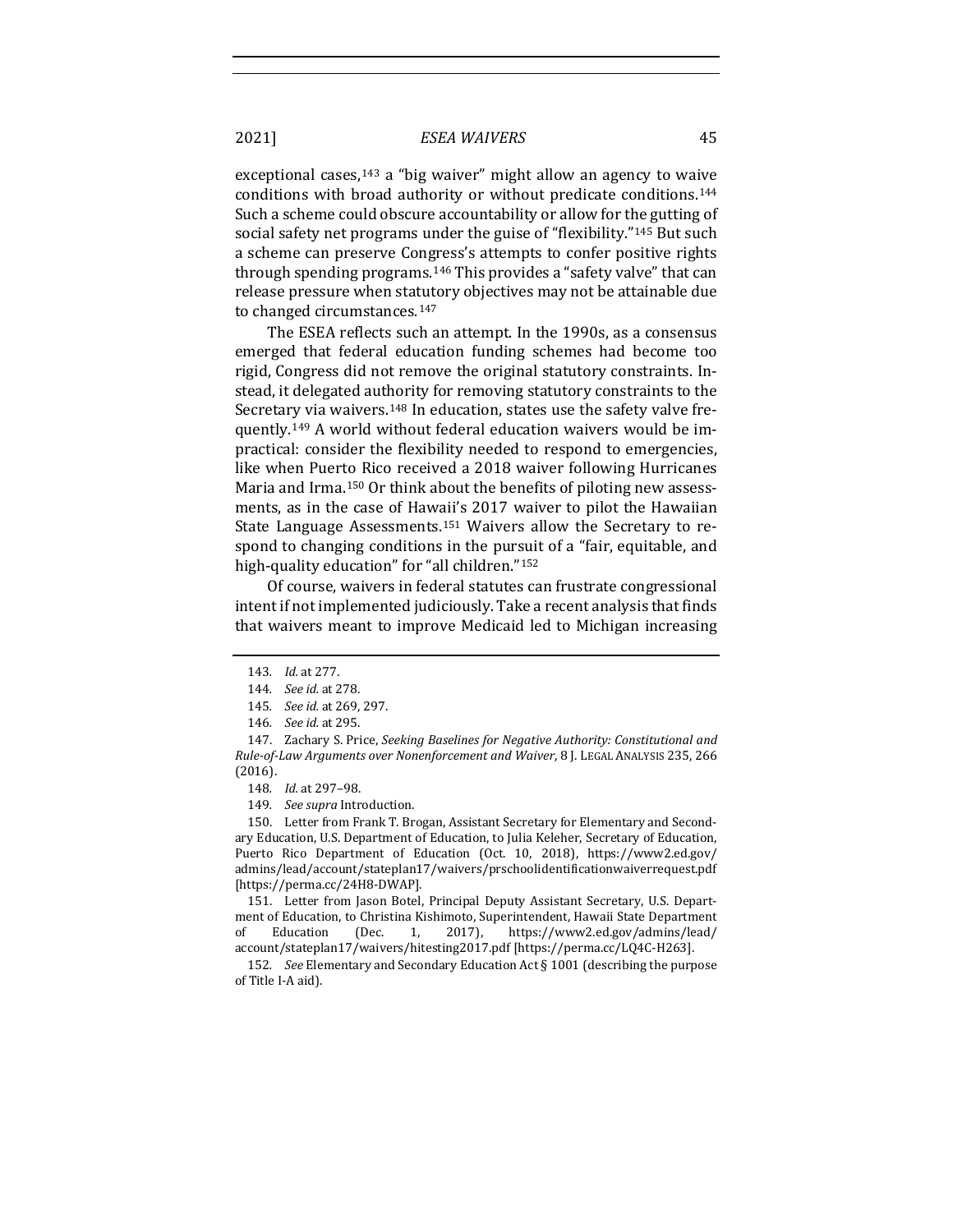exceptional cases,[143] a "big waiver" might allow an agency to waive conditions with broad authority or without predicate conditions.[144] Such a scheme could obscure accountability or allow for the gutting of social safety net programs under the guise of "flexibility."[145] But such a scheme can preserve Congress's attempts to confer positive rights through spending programs.[146] This provides a "safety valve" that can release pressure when statutory objectives may not be attainable due to changed circumstances.[147]

The ESEA reflects such an attempt. In the 1990s, as a consensus emerged that federal education funding schemes had become too rigid, Congress did not remove the original statutory constraints. Instead, it delegated authority for removing statutory constraints to the Secretary via waivers.[148] In education, states use the safety valve frequently.[149] A world without federal education waivers would be impractical: consider the flexibility needed to respond to emergencies, like when Puerto Rico received a 2018 waiver following Hurricanes Maria and Irma.[150] Or think about the benefits of piloting new assessments, as in the case of Hawaii's 2017 waiver to pilot the Hawaiian State Language Assessments.[151] Waivers allow the Secretary to respond to changing conditions in the pursuit of a "fair, equitable, and high-quality education" for "all children."[152]

Of course, waivers in federal statutes can frustrate congressional intent if not implemented judiciously. Take a recent analysis that finds that waivers meant to improve Medicaid led to Michigan increasing

---

143. *Id.* at 277.

144. *See id.* at 278.

145. *See id.* at 269, 297.

146. *See id.* at 295.

147. Zachary S. Price, *Seeking Baselines for Negative Authority: Constitutional and Rule-of-Law Arguments over Nonenforcement and Waiver*, 8 J. LEGAL ANALYSIS 235, 266 (2016).

148. *Id.* at 297–98.

149. *See supra* Introduction.

150. Letter from Frank T. Brogan, Assistant Secretary for Elementary and Secondary Education, U.S. Department of Education, to Julia Keleher, Secretary of Education, Puerto Rico Department of Education (Oct. 10, 2018), https://www2.ed.gov/admins/lead/account/stateplan17/waivers/prschoolidentificationwaiverrequest.pdf [https://perma.cc/24H8-DWAP].

151. Letter from Jason Botel, Principal Deputy Assistant Secretary, U.S. Department of Education, to Christina Kishimoto, Superintendent, Hawaii State Department of Education (Dec. 1, 2017), https://www2.ed.gov/admins/lead/account/stateplan17/waivers/hitesting2017.pdf [https://perma.cc/LQ4C-H263].

152. *See* Elementary and Secondary Education Act § 1001 (describing the purpose of Title I-A aid).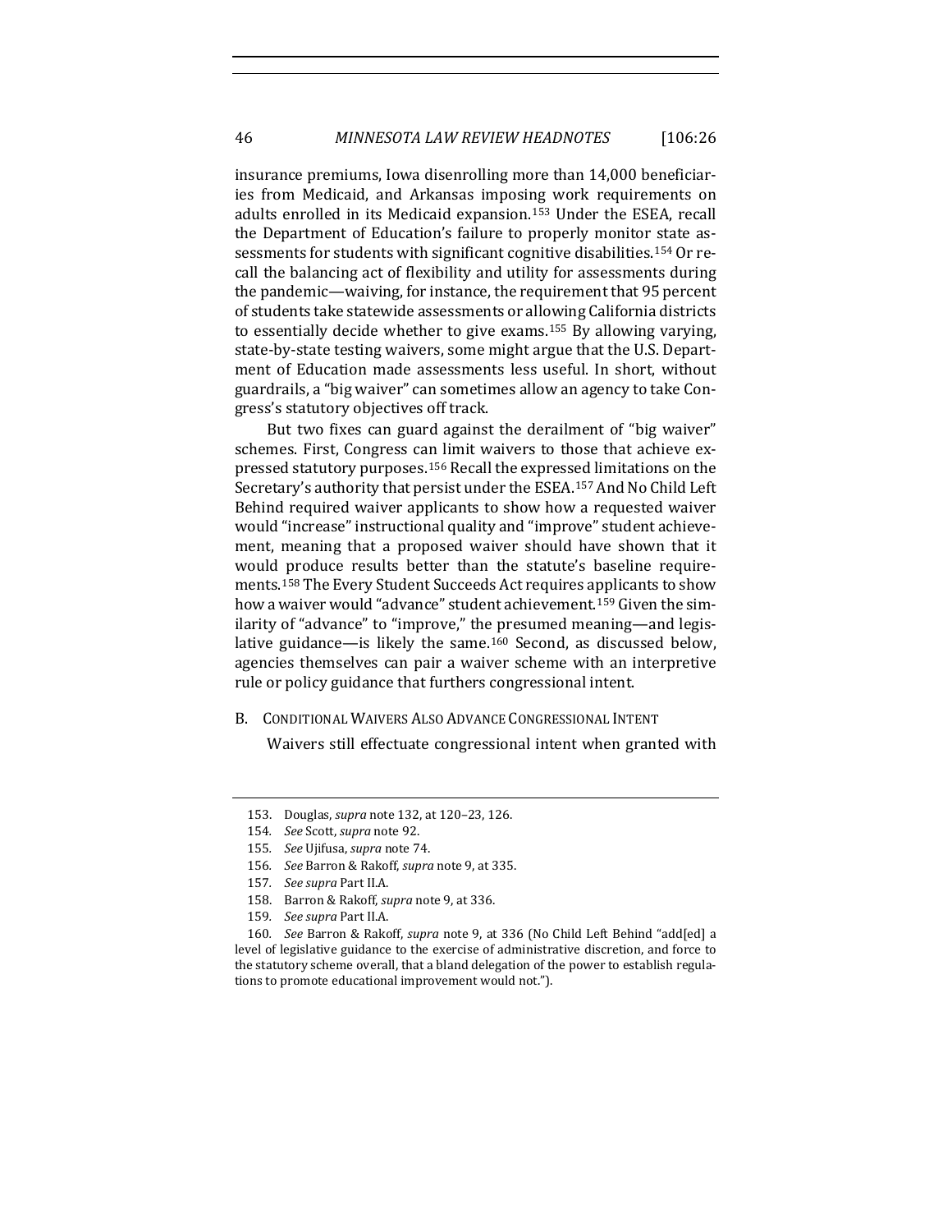insurance premiums, Iowa disenrolling more than 14,000 beneficiaries from Medicaid, and Arkansas imposing work requirements on adults enrolled in its Medicaid expansion.[153] Under the ESEA, recall the Department of Education's failure to properly monitor state assessments for students with significant cognitive disabilities.[154] Or recall the balancing act of flexibility and utility for assessments during the pandemic—waiving, for instance, the requirement that 95 percent of students take statewide assessments or allowing California districts to essentially decide whether to give exams.[155] By allowing varying, state-by-state testing waivers, some might argue that the U.S. Department of Education made assessments less useful. In short, without guardrails, a "big waiver" can sometimes allow an agency to take Congress's statutory objectives off track.

But two fixes can guard against the derailment of "big waiver" schemes. First, Congress can limit waivers to those that achieve expressed statutory purposes.[156] Recall the expressed limitations on the Secretary's authority that persist under the ESEA.[157] And No Child Left Behind required waiver applicants to show how a requested waiver would "increase" instructional quality and "improve" student achievement, meaning that a proposed waiver should have shown that it would produce results better than the statute's baseline requirements.[158] The Every Student Succeeds Act requires applicants to show how a waiver would "advance" student achievement.[159] Given the similarity of "advance" to "improve," the presumed meaning—and legislative guidance—is likely the same.[160] Second, as discussed below, agencies themselves can pair a waiver scheme with an interpretive rule or policy guidance that furthers congressional intent.

### B. Conditional Waivers Also Advance Congressional Intent

Waivers still effectuate congressional intent when granted with

---

153. Douglas, *supra* note 132, at 120–23, 126.

154. *See* Scott, *supra* note 92.

155. *See* Ujifusa, *supra* note 74.

156. *See* Barron & Rakoff, *supra* note 9, at 335.

157. *See supra* Part II.A.

158. Barron & Rakoff, *supra* note 9, at 336.

159. *See supra* Part II.A.

160. *See* Barron & Rakoff, *supra* note 9, at 336 (No Child Left Behind "add[ed] a level of legislative guidance to the exercise of administrative discretion, and force to the statutory scheme overall, that a bland delegation of the power to establish regulations to promote educational improvement would not.").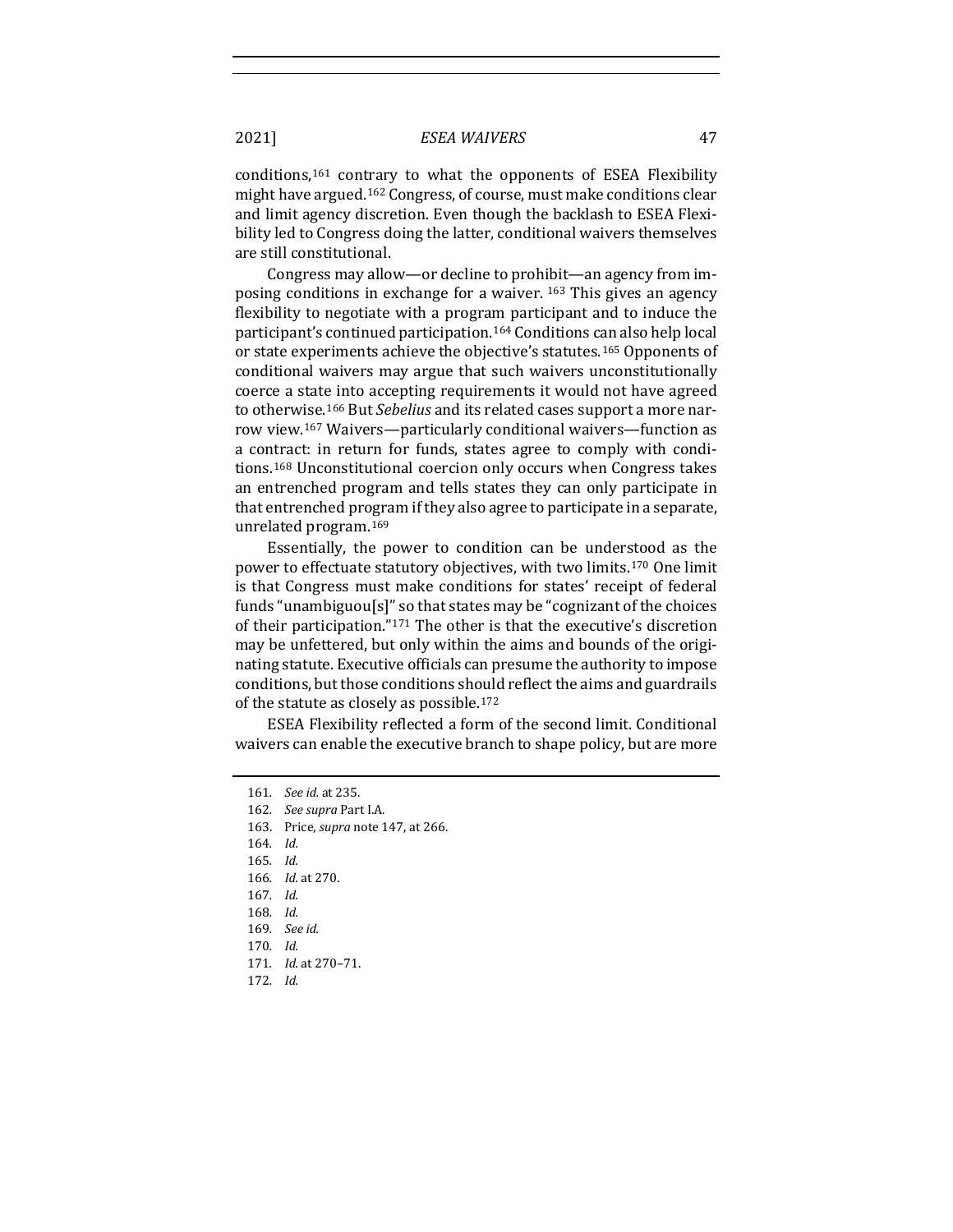conditions,[161] contrary to what the opponents of ESEA Flexibility might have argued.[162] Congress, of course, must make conditions clear and limit agency discretion. Even though the backlash to ESEA Flexibility led to Congress doing the latter, conditional waivers themselves are still constitutional.

Congress may allow—or decline to prohibit—an agency from imposing conditions in exchange for a waiver. [163] This gives an agency flexibility to negotiate with a program participant and to induce the participant's continued participation.[164] Conditions can also help local or state experiments achieve the objective's statutes.[165] Opponents of conditional waivers may argue that such waivers unconstitutionally coerce a state into accepting requirements it would not have agreed to otherwise.[166] But *Sebelius* and its related cases support a more narrow view.[167] Waivers—particularly conditional waivers—function as a contract: in return for funds, states agree to comply with conditions.[168] Unconstitutional coercion only occurs when Congress takes an entrenched program and tells states they can only participate in that entrenched program if they also agree to participate in a separate, unrelated program.[169]

Essentially, the power to condition can be understood as the power to effectuate statutory objectives, with two limits.[170] One limit is that Congress must make conditions for states' receipt of federal funds "unambiguou[s]" so that states may be "cognizant of the choices of their participation."[171] The other is that the executive's discretion may be unfettered, but only within the aims and bounds of the originating statute. Executive officials can presume the authority to impose conditions, but those conditions should reflect the aims and guardrails of the statute as closely as possible.[172]

ESEA Flexibility reflected a form of the second limit. Conditional waivers can enable the executive branch to shape policy, but are more

---

161. *See id.* at 235.
162. *See supra* Part I.A.
163. Price, *supra* note 147, at 266.
164. *Id.*
165. *Id.*
166. *Id.* at 270.
167. *Id.*
168. *Id.*
169. *See id.*
170. *Id.*
171. *Id.* at 270–71.
172. *Id.*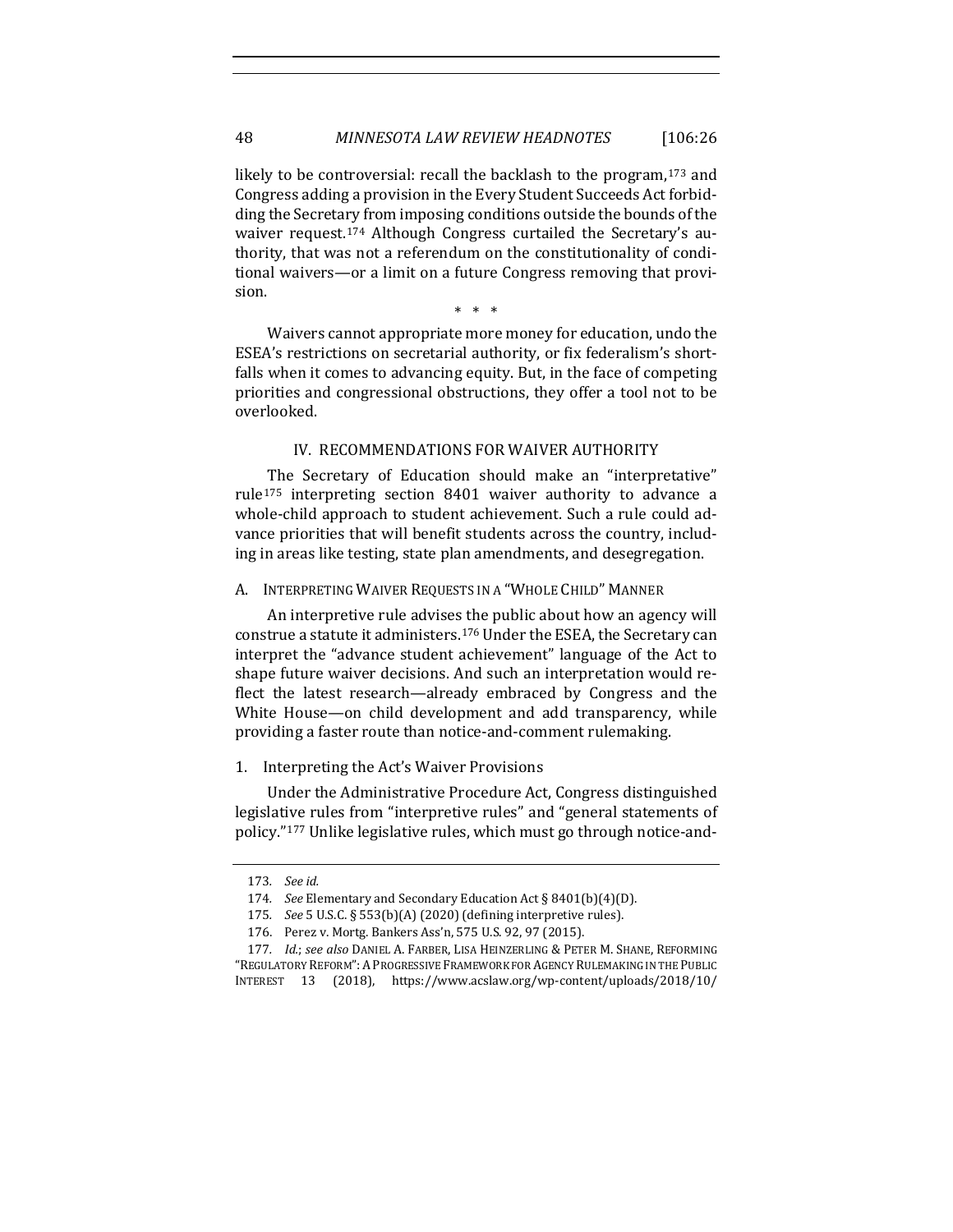likely to be controversial: recall the backlash to the program,[173] and Congress adding a provision in the Every Student Succeeds Act forbidding the Secretary from imposing conditions outside the bounds of the waiver request.[174] Although Congress curtailed the Secretary's authority, that was not a referendum on the constitutionality of conditional waivers—or a limit on a future Congress removing that provision.

\* \* \*

Waivers cannot appropriate more money for education, undo the ESEA's restrictions on secretarial authority, or fix federalism's shortfalls when it comes to advancing equity. But, in the face of competing priorities and congressional obstructions, they offer a tool not to be overlooked.

## IV. RECOMMENDATIONS FOR WAIVER AUTHORITY

The Secretary of Education should make an "interpretative" rule[175] interpreting section 8401 waiver authority to advance a whole-child approach to student achievement. Such a rule could advance priorities that will benefit students across the country, including in areas like testing, state plan amendments, and desegregation.

### A. INTERPRETING WAIVER REQUESTS IN A "WHOLE CHILD" MANNER

An interpretive rule advises the public about how an agency will construe a statute it administers.[176] Under the ESEA, the Secretary can interpret the "advance student achievement" language of the Act to shape future waiver decisions. And such an interpretation would reflect the latest research—already embraced by Congress and the White House—on child development and add transparency, while providing a faster route than notice-and-comment rulemaking.

#### 1. Interpreting the Act's Waiver Provisions

Under the Administrative Procedure Act, Congress distinguished legislative rules from "interpretive rules" and "general statements of policy."[177] Unlike legislative rules, which must go through notice-and-

---

173. *See id.*

174. *See* Elementary and Secondary Education Act § 8401(b)(4)(D).

175. *See* 5 U.S.C. § 553(b)(A) (2020) (defining interpretive rules).

176. Perez v. Mortg. Bankers Ass'n, 575 U.S. 92, 97 (2015).

177. *Id.*; *see also* DANIEL A. FARBER, LISA HEINZERLING & PETER M. SHANE, REFORMING "REGULATORY REFORM": A PROGRESSIVE FRAMEWORK FOR AGENCY RULEMAKING IN THE PUBLIC INTEREST 13 (2018), https://www.acslaw.org/wp-content/uploads/2018/10/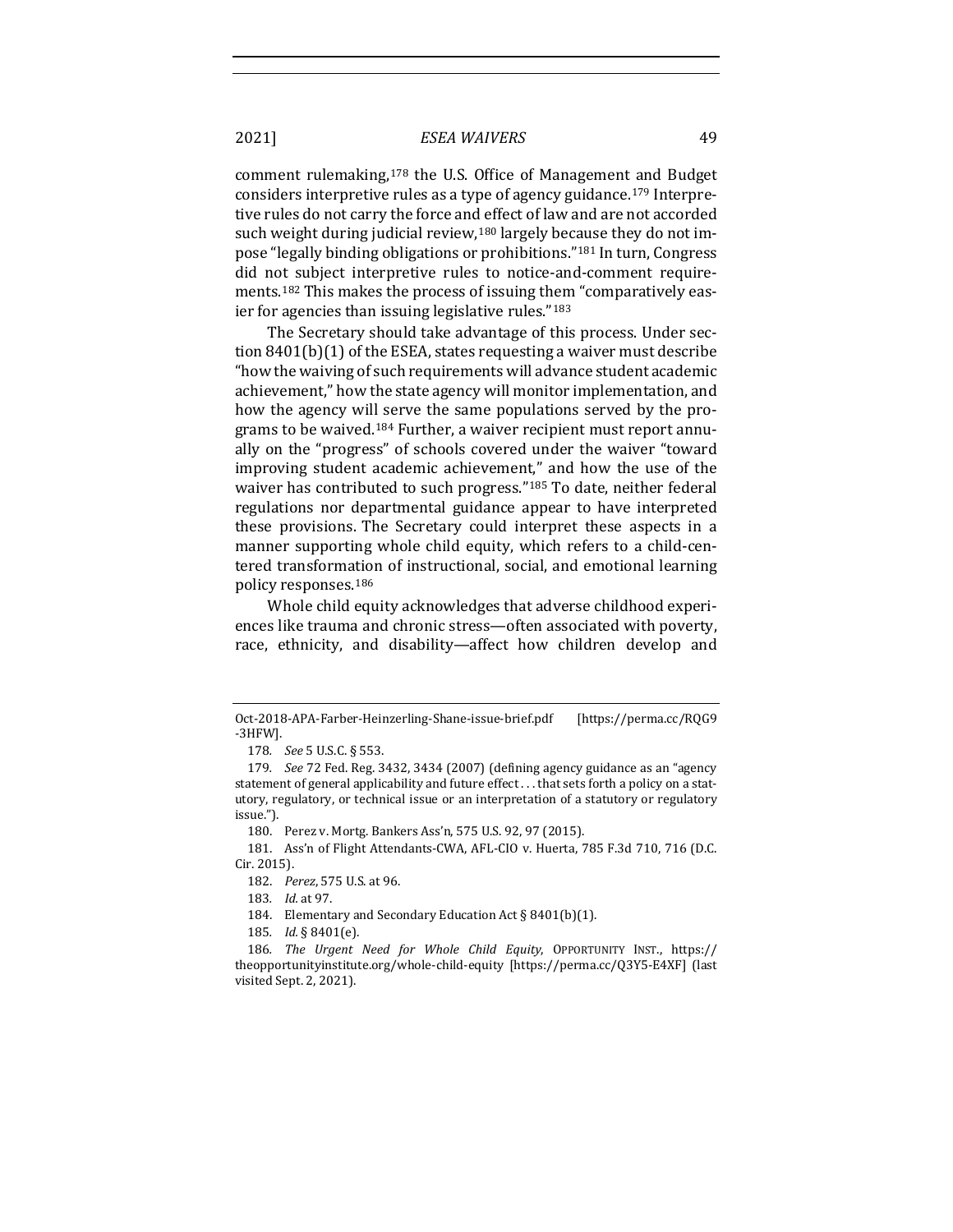comment rulemaking,[178] the U.S. Office of Management and Budget considers interpretive rules as a type of agency guidance.[179] Interpretive rules do not carry the force and effect of law and are not accorded such weight during judicial review,[180] largely because they do not impose "legally binding obligations or prohibitions."[181] In turn, Congress did not subject interpretive rules to notice-and-comment requirements.[182] This makes the process of issuing them "comparatively easier for agencies than issuing legislative rules."[183]

The Secretary should take advantage of this process. Under section 8401(b)(1) of the ESEA, states requesting a waiver must describe "how the waiving of such requirements will advance student academic achievement," how the state agency will monitor implementation, and how the agency will serve the same populations served by the programs to be waived.[184] Further, a waiver recipient must report annually on the "progress" of schools covered under the waiver "toward improving student academic achievement," and how the use of the waiver has contributed to such progress."[185] To date, neither federal regulations nor departmental guidance appear to have interpreted these provisions. The Secretary could interpret these aspects in a manner supporting whole child equity, which refers to a child-centered transformation of instructional, social, and emotional learning policy responses.[186]

Whole child equity acknowledges that adverse childhood experiences like trauma and chronic stress—often associated with poverty, race, ethnicity, and disability—affect how children develop and

---

Oct-2018-APA-Farber-Heinzerling-Shane-issue-brief.pdf [https://perma.cc/RQG9-3HFW].

178. *See* 5 U.S.C. § 553.

179. *See* 72 Fed. Reg. 3432, 3434 (2007) (defining agency guidance as an "agency statement of general applicability and future effect . . . that sets forth a policy on a statutory, regulatory, or technical issue or an interpretation of a statutory or regulatory issue.").

180. Perez v. Mortg. Bankers Ass'n, 575 U.S. 92, 97 (2015).

181. Ass'n of Flight Attendants-CWA, AFL-CIO v. Huerta, 785 F.3d 710, 716 (D.C. Cir. 2015).

182. *Perez*, 575 U.S. at 96.

183. *Id.* at 97.

184. Elementary and Secondary Education Act § 8401(b)(1).

185. *Id.* § 8401(e).

186. *The Urgent Need for Whole Child Equity*, OPPORTUNITY INST., https://theopportunityinstitute.org/whole-child-equity [https://perma.cc/Q3Y5-E4XF] (last visited Sept. 2, 2021).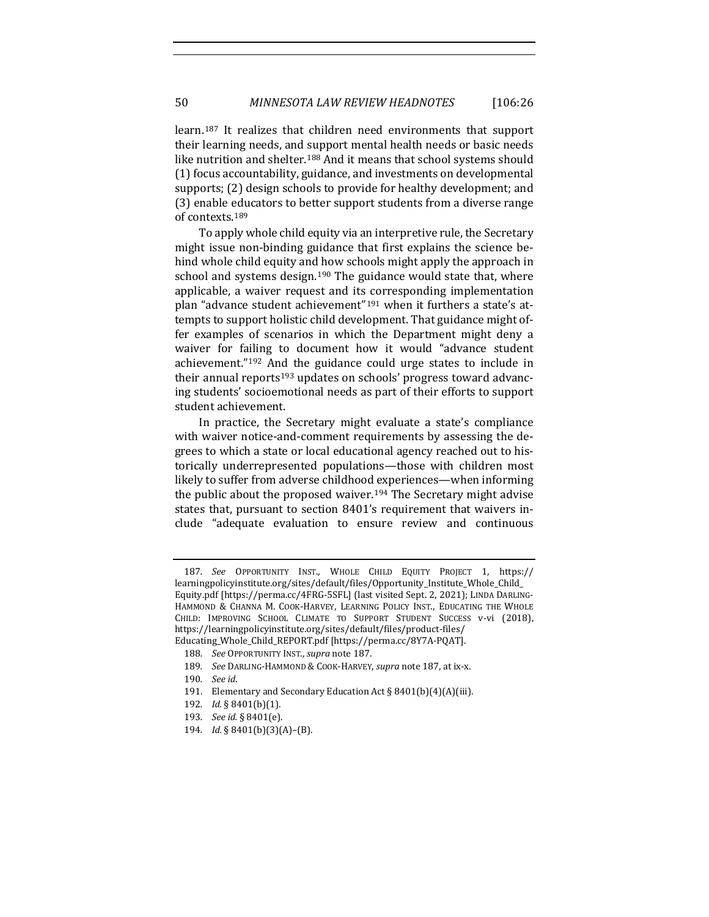learn.[187] It realizes that children need environments that support their learning needs, and support mental health needs or basic needs like nutrition and shelter.[188] And it means that school systems should (1) focus accountability, guidance, and investments on developmental supports; (2) design schools to provide for healthy development; and (3) enable educators to better support students from a diverse range of contexts.[189]

To apply whole child equity via an interpretive rule, the Secretary might issue non-binding guidance that first explains the science behind whole child equity and how schools might apply the approach in school and systems design.[190] The guidance would state that, where applicable, a waiver request and its corresponding implementation plan "advance student achievement"[191] when it furthers a state's attempts to support holistic child development. That guidance might offer examples of scenarios in which the Department might deny a waiver for failing to document how it would "advance student achievement."[192] And the guidance could urge states to include in their annual reports[193] updates on schools' progress toward advancing students' socioemotional needs as part of their efforts to support student achievement.

In practice, the Secretary might evaluate a state's compliance with waiver notice-and-comment requirements by assessing the degrees to which a state or local educational agency reached out to historically underrepresented populations—those with children most likely to suffer from adverse childhood experiences—when informing the public about the proposed waiver.[194] The Secretary might advise states that, pursuant to section 8401's requirement that waivers include "adequate evaluation to ensure review and continuous

---

187. *See* OPPORTUNITY INST., WHOLE CHILD EQUITY PROJECT 1, https://learningpolicyinstitute.org/sites/default/files/Opportunity_Institute_Whole_Child_Equity.pdf [https://perma.cc/4FRG-5SFL] (last visited Sept. 2, 2021); LINDA DARLING-HAMMOND & CHANNA M. COOK-HARVEY, LEARNING POLICY INST., EDUCATING THE WHOLE CHILD: IMPROVING SCHOOL CLIMATE TO SUPPORT STUDENT SUCCESS v-vi (2018), https://learningpolicyinstitute.org/sites/default/files/product-files/Educating_Whole_Child_REPORT.pdf [https://perma.cc/8Y7A-PQAT].

188. *See* OPPORTUNITY INST., *supra* note 187.

189. *See* DARLING-HAMMOND & COOK-HARVEY, *supra* note 187, at ix-x.

190. *See id*.

191. Elementary and Secondary Education Act § 8401(b)(4)(A)(iii).

192. *Id.* § 8401(b)(1).

193. *See id.* § 8401(e).

194. *Id.* § 8401(b)(3)(A)–(B).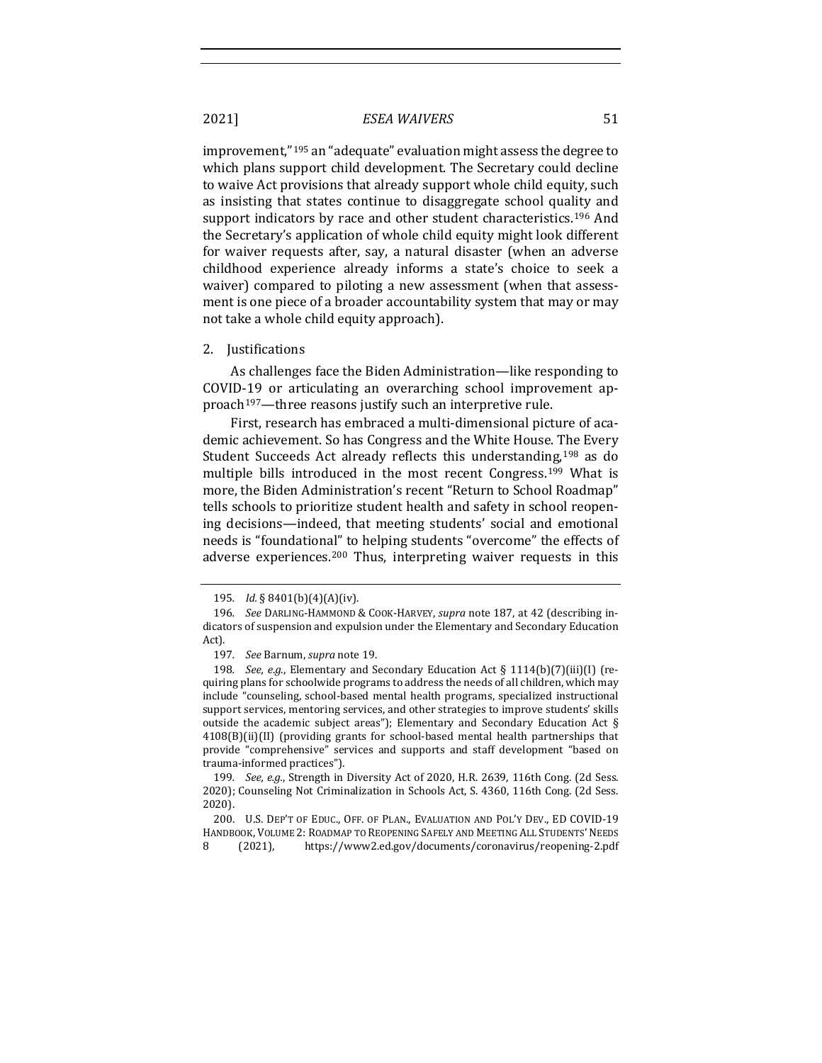improvement,"[195] an "adequate" evaluation might assess the degree to which plans support child development. The Secretary could decline to waive Act provisions that already support whole child equity, such as insisting that states continue to disaggregate school quality and support indicators by race and other student characteristics.[196] And the Secretary's application of whole child equity might look different for waiver requests after, say, a natural disaster (when an adverse childhood experience already informs a state's choice to seek a waiver) compared to piloting a new assessment (when that assessment is one piece of a broader accountability system that may or may not take a whole child equity approach).

2. Justifications

As challenges face the Biden Administration—like responding to COVID-19 or articulating an overarching school improvement approach[197]—three reasons justify such an interpretive rule.

First, research has embraced a multi-dimensional picture of academic achievement. So has Congress and the White House. The Every Student Succeeds Act already reflects this understanding,[198] as do multiple bills introduced in the most recent Congress.[199] What is more, the Biden Administration's recent "Return to School Roadmap" tells schools to prioritize student health and safety in school reopening decisions—indeed, that meeting students' social and emotional needs is "foundational" to helping students "overcome" the effects of adverse experiences.[200] Thus, interpreting waiver requests in this

---

195. *Id.* § 8401(b)(4)(A)(iv).

196. *See* DARLING-HAMMOND & COOK-HARVEY, *supra* note 187, at 42 (describing indicators of suspension and expulsion under the Elementary and Secondary Education Act).

197. *See* Barnum, *supra* note 19.

198. *See, e.g.*, Elementary and Secondary Education Act § 1114(b)(7)(iii)(I) (requiring plans for schoolwide programs to address the needs of all children, which may include "counseling, school-based mental health programs, specialized instructional support services, mentoring services, and other strategies to improve students' skills outside the academic subject areas"); Elementary and Secondary Education Act § 4108(B)(ii)(II) (providing grants for school-based mental health partnerships that provide "comprehensive" services and supports and staff development "based on trauma-informed practices").

199. *See, e.g.*, Strength in Diversity Act of 2020, H.R. 2639, 116th Cong. (2d Sess. 2020); Counseling Not Criminalization in Schools Act, S. 4360, 116th Cong. (2d Sess. 2020).

200. U.S. DEP'T OF EDUC., OFF. OF PLAN., EVALUATION AND POL'Y DEV., ED COVID-19 HANDBOOK, VOLUME 2: ROADMAP TO REOPENING SAFELY AND MEETING ALL STUDENTS' NEEDS 8 (2021), https://www2.ed.gov/documents/coronavirus/reopening-2.pdf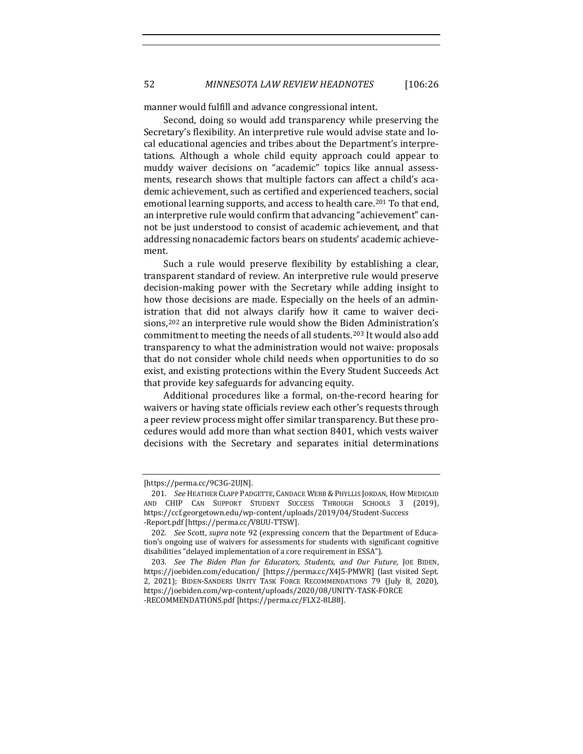manner would fulfill and advance congressional intent.

Second, doing so would add transparency while preserving the Secretary's flexibility. An interpretive rule would advise state and local educational agencies and tribes about the Department's interpretations. Although a whole child equity approach could appear to muddy waiver decisions on "academic" topics like annual assessments, research shows that multiple factors can affect a child's academic achievement, such as certified and experienced teachers, social emotional learning supports, and access to health care.[201] To that end, an interpretive rule would confirm that advancing "achievement" cannot be just understood to consist of academic achievement, and that addressing nonacademic factors bears on students' academic achievement.

Such a rule would preserve flexibility by establishing a clear, transparent standard of review. An interpretive rule would preserve decision-making power with the Secretary while adding insight to how those decisions are made. Especially on the heels of an administration that did not always clarify how it came to waiver decisions,[202] an interpretive rule would show the Biden Administration's commitment to meeting the needs of all students.[203] It would also add transparency to what the administration would not waive: proposals that do not consider whole child needs when opportunities to do so exist, and existing protections within the Every Student Succeeds Act that provide key safeguards for advancing equity.

Additional procedures like a formal, on-the-record hearing for waivers or having state officials review each other's requests through a peer review process might offer similar transparency. But these procedures would add more than what section 8401, which vests waiver decisions with the Secretary and separates initial determinations

---

[https://perma.cc/9C3G-2UJN].

201. *See* HEATHER CLAPP PADGETTE, CANDACE WEBB & PHYLLIS JORDAN, HOW MEDICAID AND CHIP CAN SUPPORT STUDENT SUCCESS THROUGH SCHOOLS 3 (2019), https://ccf.georgetown.edu/wp-content/uploads/2019/04/Student-Success-Report.pdf [https://perma.cc/V8UU-TTSW].

202. *See* Scott, *supra* note 92 (expressing concern that the Department of Education's ongoing use of waivers for assessments for students with significant cognitive disabilities "delayed implementation of a core requirement in ESSA").

203. *See The Biden Plan for Educators, Students, and Our Future*, JOE BIDEN, https://joebiden.com/education/ [https://perma.cc/X4J5-PMWR] (last visited Sept. 2, 2021); BIDEN-SANDERS UNITY TASK FORCE RECOMMENDATIONS 79 (July 8, 2020), https://joebiden.com/wp-content/uploads/2020/08/UNITY-TASK-FORCE-RECOMMENDATIONS.pdf [https://perma.cc/FLX2-8L88].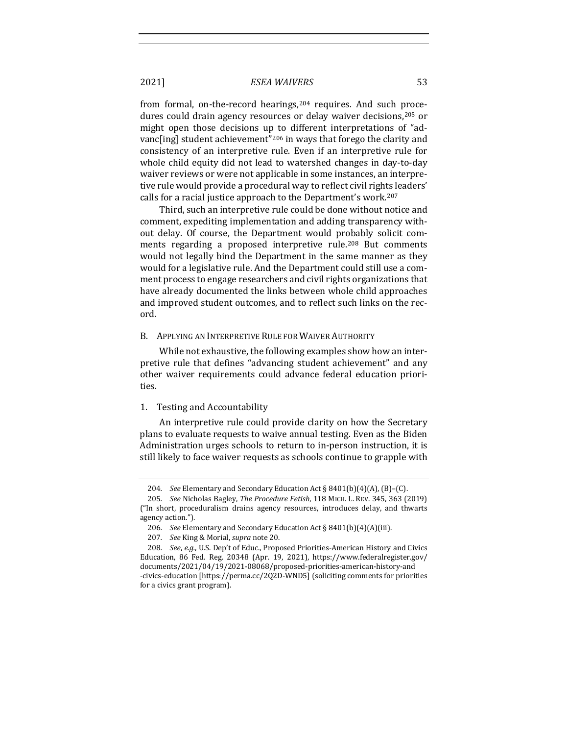from formal, on-the-record hearings,[204] requires. And such procedures could drain agency resources or delay waiver decisions,[205] or might open those decisions up to different interpretations of "advanc[ing] student achievement"[206] in ways that forego the clarity and consistency of an interpretive rule. Even if an interpretive rule for whole child equity did not lead to watershed changes in day-to-day waiver reviews or were not applicable in some instances, an interpretive rule would provide a procedural way to reflect civil rights leaders' calls for a racial justice approach to the Department's work.[207]

Third, such an interpretive rule could be done without notice and comment, expediting implementation and adding transparency without delay. Of course, the Department would probably solicit comments regarding a proposed interpretive rule.[208] But comments would not legally bind the Department in the same manner as they would for a legislative rule. And the Department could still use a comment process to engage researchers and civil rights organizations that have already documented the links between whole child approaches and improved student outcomes, and to reflect such links on the record.

## B. Applying an Interpretive Rule for Waiver Authority

While not exhaustive, the following examples show how an interpretive rule that defines "advancing student achievement" and any other waiver requirements could advance federal education priorities.

### 1. Testing and Accountability

An interpretive rule could provide clarity on how the Secretary plans to evaluate requests to waive annual testing. Even as the Biden Administration urges schools to return to in-person instruction, it is still likely to face waiver requests as schools continue to grapple with

---

204. *See* Elementary and Secondary Education Act § 8401(b)(4)(A), (B)–(C).

205. *See* Nicholas Bagley, *The Procedure Fetish*, 118 Mich. L. Rev. 345, 363 (2019) ("In short, proceduralism drains agency resources, introduces delay, and thwarts agency action.").

206. *See* Elementary and Secondary Education Act § 8401(b)(4)(A)(iii).

207. *See* King & Morial, *supra* note 20.

208. *See, e.g.*, U.S. Dep't of Educ., Proposed Priorities-American History and Civics Education, 86 Fed. Reg. 20348 (Apr. 19, 2021), https://www.federalregister.gov/documents/2021/04/19/2021-08068/proposed-priorities-american-history-and-civics-education [https://perma.cc/2Q2D-WND5] (soliciting comments for priorities for a civics grant program).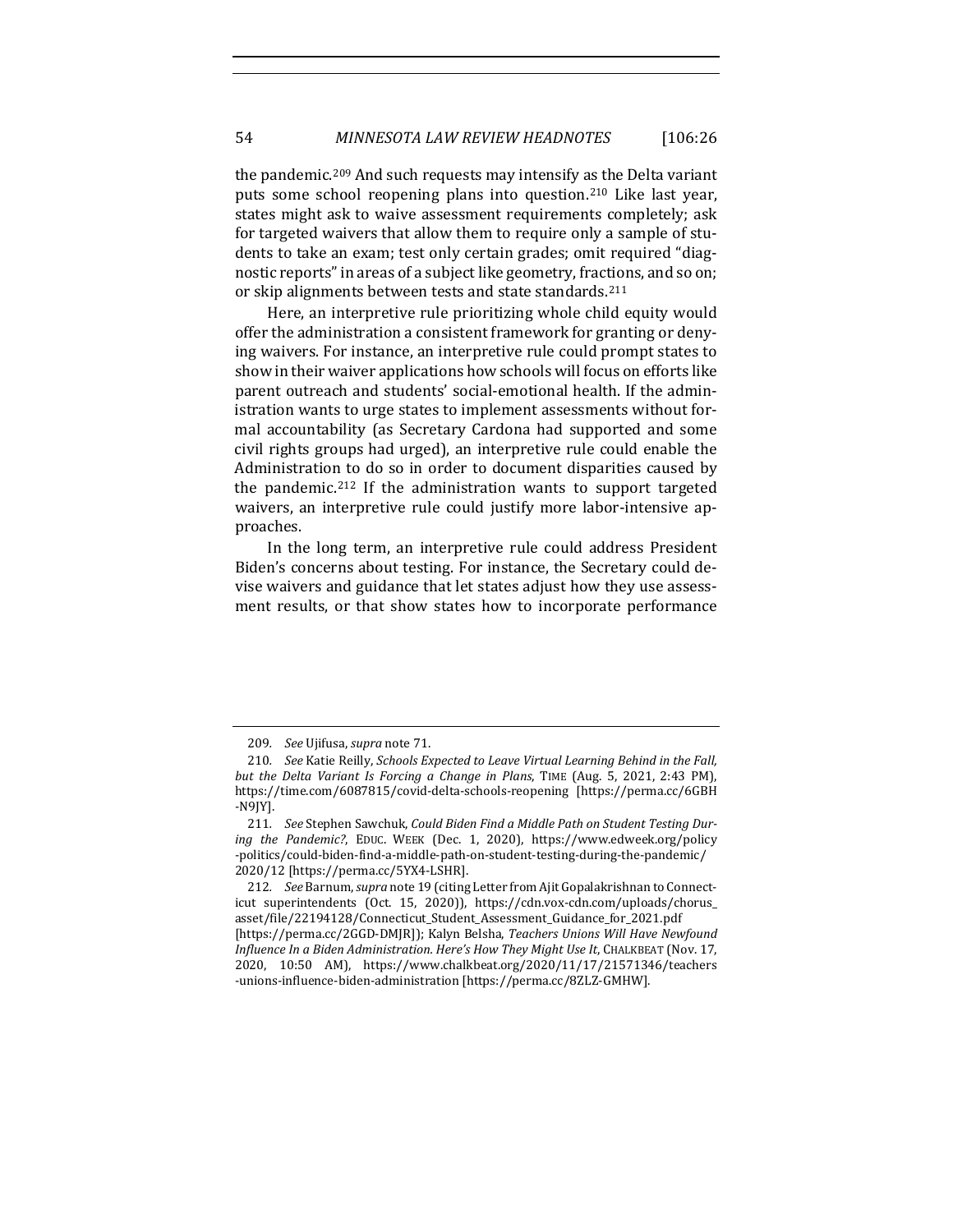the pandemic.[209] And such requests may intensify as the Delta variant puts some school reopening plans into question.[210] Like last year, states might ask to waive assessment requirements completely; ask for targeted waivers that allow them to require only a sample of students to take an exam; test only certain grades; omit required "diagnostic reports" in areas of a subject like geometry, fractions, and so on; or skip alignments between tests and state standards.[211]

Here, an interpretive rule prioritizing whole child equity would offer the administration a consistent framework for granting or denying waivers. For instance, an interpretive rule could prompt states to show in their waiver applications how schools will focus on efforts like parent outreach and students' social-emotional health. If the administration wants to urge states to implement assessments without formal accountability (as Secretary Cardona had supported and some civil rights groups had urged), an interpretive rule could enable the Administration to do so in order to document disparities caused by the pandemic.[212] If the administration wants to support targeted waivers, an interpretive rule could justify more labor-intensive approaches.

In the long term, an interpretive rule could address President Biden's concerns about testing. For instance, the Secretary could devise waivers and guidance that let states adjust how they use assessment results, or that show states how to incorporate performance

---

209. *See* Ujifusa, *supra* note 71.

210. *See* Katie Reilly, *Schools Expected to Leave Virtual Learning Behind in the Fall, but the Delta Variant Is Forcing a Change in Plans*, TIME (Aug. 5, 2021, 2:43 PM), https://time.com/6087815/covid-delta-schools-reopening [https://perma.cc/6GBH-N9JY].

211. *See* Stephen Sawchuk, *Could Biden Find a Middle Path on Student Testing During the Pandemic?*, EDUC. WEEK (Dec. 1, 2020), https://www.edweek.org/policy-politics/could-biden-find-a-middle-path-on-student-testing-during-the-pandemic/2020/12 [https://perma.cc/5YX4-LSHR].

212. *See* Barnum, *supra* note 19 (citing Letter from Ajit Gopalakrishnan to Connecticut superintendents (Oct. 15, 2020)), https://cdn.vox-cdn.com/uploads/chorus_asset/file/22194128/Connecticut_Student_Assessment_Guidance_for_2021.pdf [https://perma.cc/2GGD-DMJR]); Kalyn Belsha, *Teachers Unions Will Have Newfound Influence In a Biden Administration. Here's How They Might Use It*, CHALKBEAT (Nov. 17, 2020, 10:50 AM), https://www.chalkbeat.org/2020/11/17/21571346/teachers-unions-influence-biden-administration [https://perma.cc/8ZLZ-GMHW].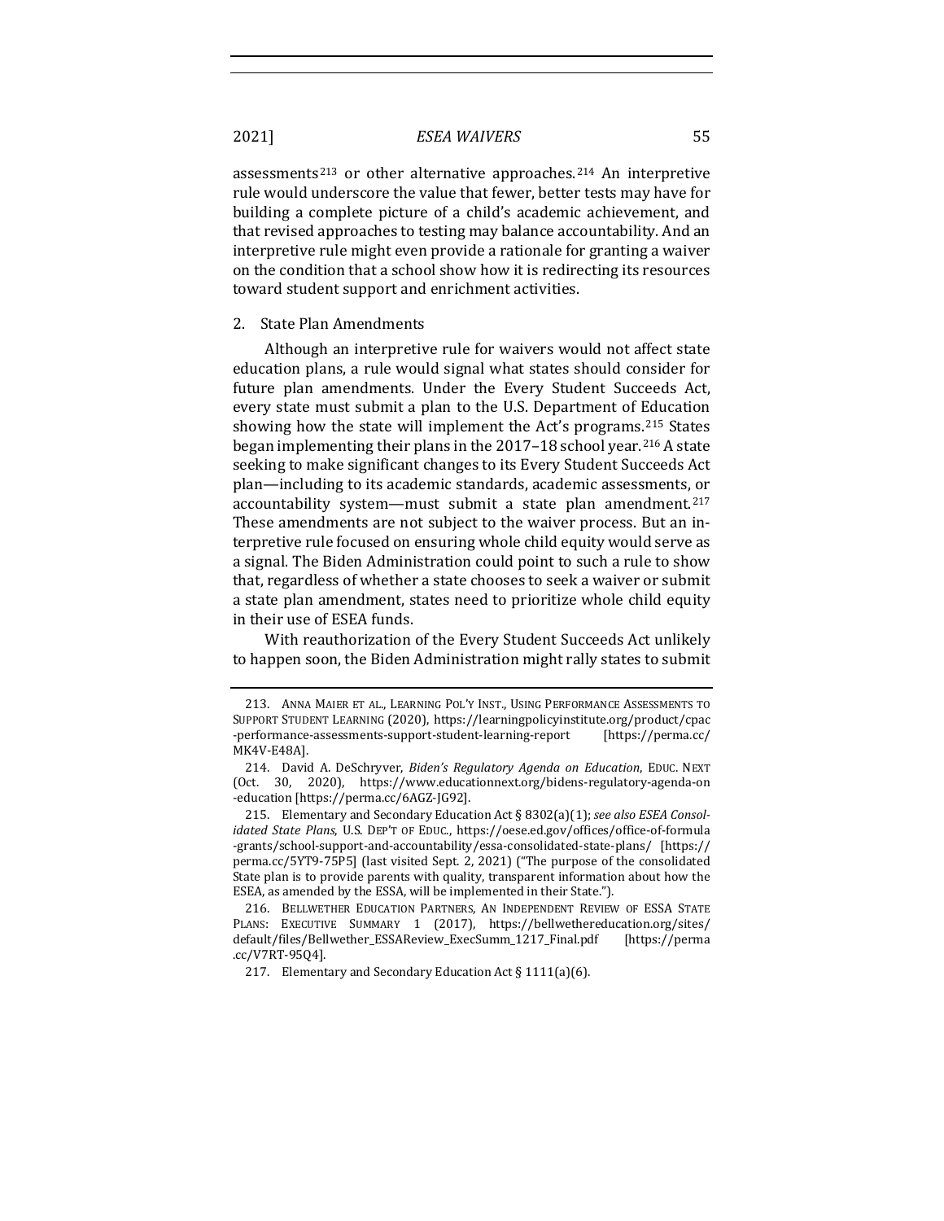assessments[213] or other alternative approaches.[214] An interpretive rule would underscore the value that fewer, better tests may have for building a complete picture of a child's academic achievement, and that revised approaches to testing may balance accountability. And an interpretive rule might even provide a rationale for granting a waiver on the condition that a school show how it is redirecting its resources toward student support and enrichment activities.

### 2. State Plan Amendments

Although an interpretive rule for waivers would not affect state education plans, a rule would signal what states should consider for future plan amendments. Under the Every Student Succeeds Act, every state must submit a plan to the U.S. Department of Education showing how the state will implement the Act's programs.[215] States began implementing their plans in the 2017–18 school year.[216] A state seeking to make significant changes to its Every Student Succeeds Act plan—including to its academic standards, academic assessments, or accountability system—must submit a state plan amendment.[217] These amendments are not subject to the waiver process. But an interpretive rule focused on ensuring whole child equity would serve as a signal. The Biden Administration could point to such a rule to show that, regardless of whether a state chooses to seek a waiver or submit a state plan amendment, states need to prioritize whole child equity in their use of ESEA funds.

With reauthorization of the Every Student Succeeds Act unlikely to happen soon, the Biden Administration might rally states to submit

---

213. ANNA MAIER ET AL., LEARNING POL'Y INST., USING PERFORMANCE ASSESSMENTS TO SUPPORT STUDENT LEARNING (2020), https://learningpolicyinstitute.org/product/cpac-performance-assessments-support-student-learning-report [https://perma.cc/MK4V-E48A].

214. David A. DeSchryver, *Biden's Regulatory Agenda on Education*, EDUC. NEXT (Oct. 30, 2020), https://www.educationnext.org/bidens-regulatory-agenda-on-education [https://perma.cc/6AGZ-JG92].

215. Elementary and Secondary Education Act § 8302(a)(1); *see also ESEA Consolidated State Plans*, U.S. DEP'T OF EDUC., https://oese.ed.gov/offices/office-of-formula-grants/school-support-and-accountability/essa-consolidated-state-plans/ [https://perma.cc/5YT9-75P5] (last visited Sept. 2, 2021) ("The purpose of the consolidated State plan is to provide parents with quality, transparent information about how the ESEA, as amended by the ESSA, will be implemented in their State.").

216. BELLWETHER EDUCATION PARTNERS, AN INDEPENDENT REVIEW OF ESSA STATE PLANS: EXECUTIVE SUMMARY 1 (2017), https://bellwethereducation.org/sites/default/files/Bellwether_ESSAReview_ExecSumm_1217_Final.pdf [https://perma.cc/V7RT-95Q4].

217. Elementary and Secondary Education Act § 1111(a)(6).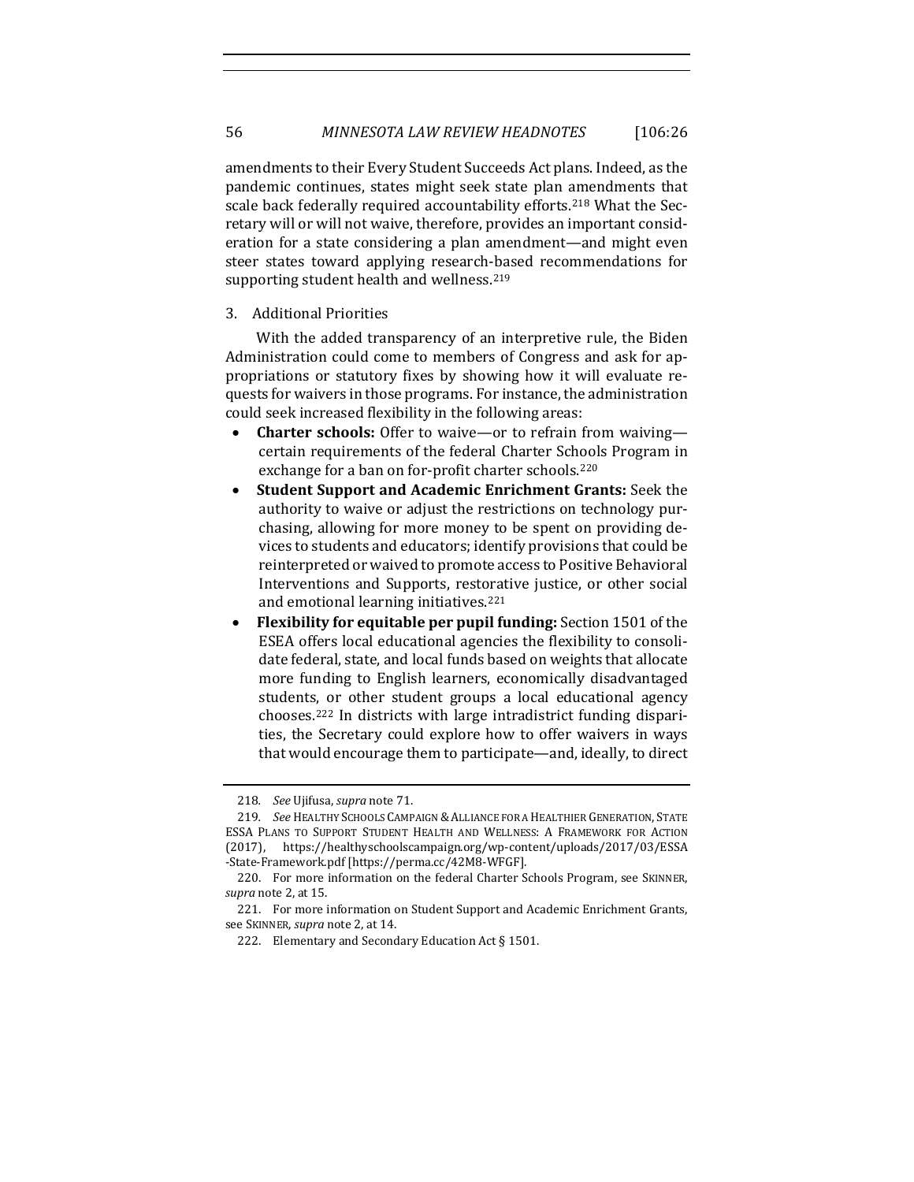amendments to their Every Student Succeeds Act plans. Indeed, as the pandemic continues, states might seek state plan amendments that scale back federally required accountability efforts.[218] What the Secretary will or will not waive, therefore, provides an important consideration for a state considering a plan amendment—and might even steer states toward applying research-based recommendations for supporting student health and wellness.[219]

### 3. Additional Priorities

With the added transparency of an interpretive rule, the Biden Administration could come to members of Congress and ask for appropriations or statutory fixes by showing how it will evaluate requests for waivers in those programs. For instance, the administration could seek increased flexibility in the following areas:

- **Charter schools:** Offer to waive—or to refrain from waiving—certain requirements of the federal Charter Schools Program in exchange for a ban on for-profit charter schools.[220]
- **Student Support and Academic Enrichment Grants:** Seek the authority to waive or adjust the restrictions on technology purchasing, allowing for more money to be spent on providing devices to students and educators; identify provisions that could be reinterpreted or waived to promote access to Positive Behavioral Interventions and Supports, restorative justice, or other social and emotional learning initiatives.[221]
- **Flexibility for equitable per pupil funding:** Section 1501 of the ESEA offers local educational agencies the flexibility to consolidate federal, state, and local funds based on weights that allocate more funding to English learners, economically disadvantaged students, or other student groups a local educational agency chooses.[222] In districts with large intradistrict funding disparities, the Secretary could explore how to offer waivers in ways that would encourage them to participate—and, ideally, to direct

---

218. *See* Ujifusa, *supra* note 71.

219. *See* HEALTHY SCHOOLS CAMPAIGN & ALLIANCE FOR A HEALTHIER GENERATION, STATE ESSA PLANS TO SUPPORT STUDENT HEALTH AND WELLNESS: A FRAMEWORK FOR ACTION (2017), https://healthyschoolscampaign.org/wp-content/uploads/2017/03/ESSA-State-Framework.pdf [https://perma.cc/42M8-WFGF].

220. For more information on the federal Charter Schools Program, see SKINNER, *supra* note 2, at 15.

221. For more information on Student Support and Academic Enrichment Grants, see SKINNER, *supra* note 2, at 14.

222. Elementary and Secondary Education Act § 1501.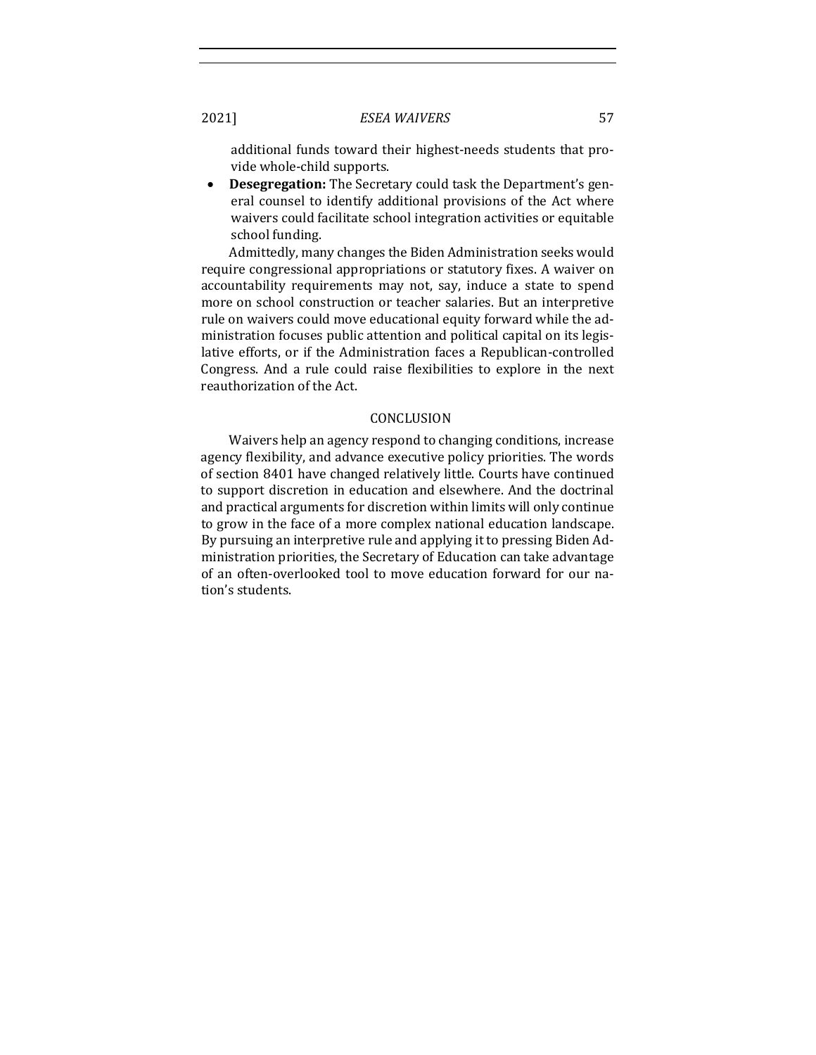additional funds toward their highest-needs students that provide whole-child supports.

- **Desegregation:** The Secretary could task the Department's general counsel to identify additional provisions of the Act where waivers could facilitate school integration activities or equitable school funding.

Admittedly, many changes the Biden Administration seeks would require congressional appropriations or statutory fixes. A waiver on accountability requirements may not, say, induce a state to spend more on school construction or teacher salaries. But an interpretive rule on waivers could move educational equity forward while the administration focuses public attention and political capital on its legislative efforts, or if the Administration faces a Republican-controlled Congress. And a rule could raise flexibilities to explore in the next reauthorization of the Act.

## CONCLUSION

Waivers help an agency respond to changing conditions, increase agency flexibility, and advance executive policy priorities. The words of section 8401 have changed relatively little. Courts have continued to support discretion in education and elsewhere. And the doctrinal and practical arguments for discretion within limits will only continue to grow in the face of a more complex national education landscape. By pursuing an interpretive rule and applying it to pressing Biden Administration priorities, the Secretary of Education can take advantage of an often-overlooked tool to move education forward for our nation's students.